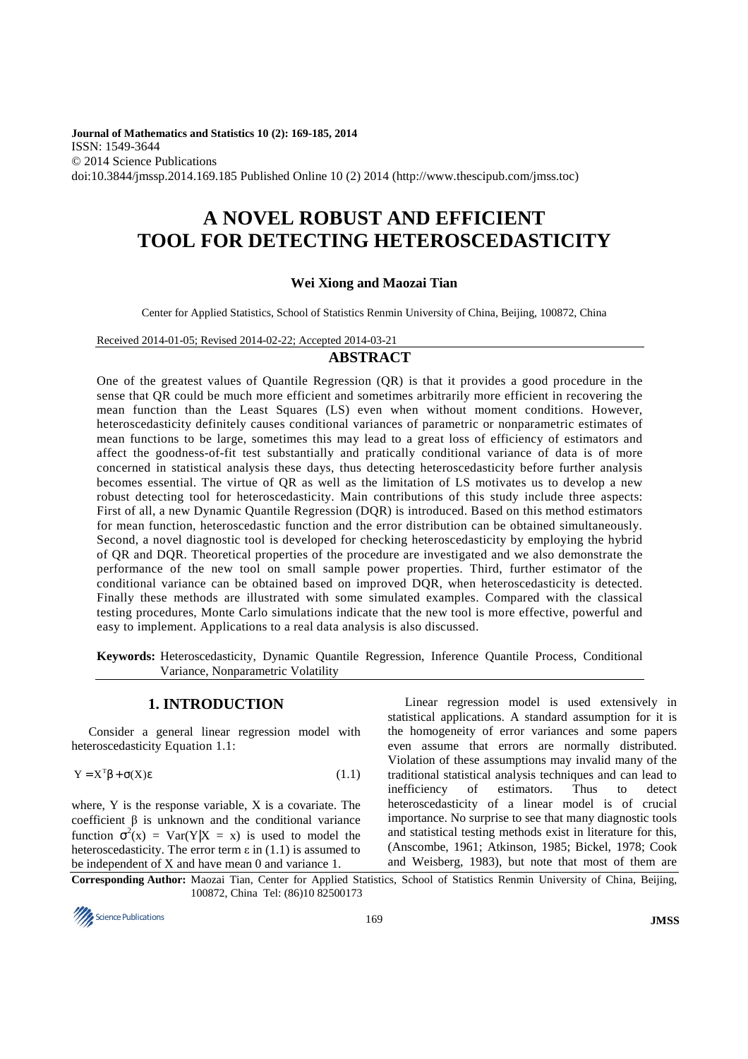**Journal of Mathematics and Statistics 10 (2): 169-185, 2014**
ISSN: 1549-3644
© 2014 Science Publications
doi:10.3844/jmssp.2014.169.185 Published Online 10 (2) 2014 (http://www.thescipub.com/jmss.toc)

# A NOVEL ROBUST AND EFFICIENT TOOL FOR DETECTING HETEROSCEDASTICITY

**Wei Xiong and Maozai Tian**

Center for Applied Statistics, School of Statistics Renmin University of China, Beijing, 100872, China

Received 2014-01-05; Revised 2014-02-22; Accepted 2014-03-21

## ABSTRACT

One of the greatest values of Quantile Regression (QR) is that it provides a good procedure in the sense that QR could be much more efficient and sometimes arbitrarily more efficient in recovering the mean function than the Least Squares (LS) even when without moment conditions. However, heteroscedasticity definitely causes conditional variances of parametric or nonparametric estimates of mean functions to be large, sometimes this may lead to a great loss of efficiency of estimators and affect the goodness-of-fit test substantially and pratically conditional variance of data is of more concerned in statistical analysis these days, thus detecting heteroscedasticity before further analysis becomes essential. The virtue of QR as well as the limitation of LS motivates us to develop a new robust detecting tool for heteroscedasticity. Main contributions of this study include three aspects: First of all, a new Dynamic Quantile Regression (DQR) is introduced. Based on this method estimators for mean function, heteroscedastic function and the error distribution can be obtained simultaneously. Second, a novel diagnostic tool is developed for checking heteroscedasticity by employing the hybrid of QR and DQR. Theoretical properties of the procedure are investigated and we also demonstrate the performance of the new tool on small sample power properties. Third, further estimator of the conditional variance can be obtained based on improved DQR, when heteroscedasticity is detected. Finally these methods are illustrated with some simulated examples. Compared with the classical testing procedures, Monte Carlo simulations indicate that the new tool is more effective, powerful and easy to implement. Applications to a real data analysis is also discussed.

**Keywords:** Heteroscedasticity, Dynamic Quantile Regression, Inference Quantile Process, Conditional Variance, Nonparametric Volatility

## 1. INTRODUCTION

Consider a general linear regression model with heteroscedasticity Equation 1.1:

$$Y = X^T\beta + \sigma(X)\varepsilon \tag{1.1}$$

where, Y is the response variable, X is a covariate. The coefficient $\beta$ is unknown and the conditional variance function $\sigma^2(x) = \mathrm{Var}(Y|X = x)$ is used to model the heteroscedasticity. The error term $\varepsilon$ in (1.1) is assumed to be independent of X and have mean 0 and variance 1.

Linear regression model is used extensively in statistical applications. A standard assumption for it is the homogeneity of error variances and some papers even assume that errors are normally distributed. Violation of these assumptions may invalid many of the traditional statistical analysis techniques and can lead to inefficiency of estimators. Thus to detect heteroscedasticity of a linear model is of crucial importance. No surprise to see that many diagnostic tools and statistical testing methods exist in literature for this, (Anscombe, 1961; Atkinson, 1985; Bickel, 1978; Cook and Weisberg, 1983), but note that most of them are

**Corresponding Author:** Maozai Tian, Center for Applied Statistics, School of Statistics Renmin University of China, Beijing, 100872, China Tel: (86)10 82500173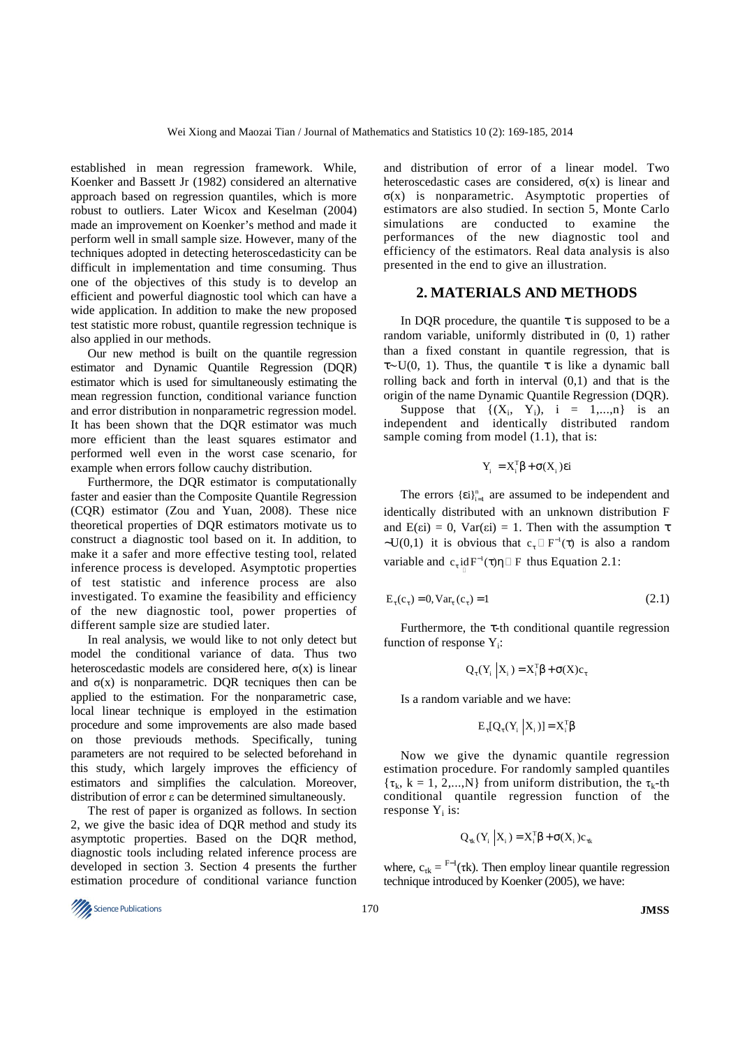established in mean regression framework. While, Koenker and Bassett Jr (1982) considered an alternative approach based on regression quantiles, which is more robust to outliers. Later Wicox and Keselman (2004) made an improvement on Koenker's method and made it perform well in small sample size. However, many of the techniques adopted in detecting heteroscedasticity can be difficult in implementation and time consuming. Thus one of the objectives of this study is to develop an efficient and powerful diagnostic tool which can have a wide application. In addition to make the new proposed test statistic more robust, quantile regression technique is also applied in our methods.

Our new method is built on the quantile regression estimator and Dynamic Quantile Regression (DQR) estimator which is used for simultaneously estimating the mean regression function, conditional variance function and error distribution in nonparametric regression model. It has been shown that the DQR estimator was much more efficient than the least squares estimator and performed well even in the worst case scenario, for example when errors follow cauchy distribution.

Furthermore, the DQR estimator is computationally faster and easier than the Composite Quantile Regression (CQR) estimator (Zou and Yuan, 2008). These nice theoretical properties of DQR estimators motivate us to construct a diagnostic tool based on it. In addition, to make it a safer and more effective testing tool, related inference process is developed. Asymptotic properties of test statistic and inference process are also investigated. To examine the feasibility and efficiency of the new diagnostic tool, power properties of different sample size are studied later.

In real analysis, we would like to not only detect but model the conditional variance of data. Thus two heteroscedastic models are considered here, $\sigma(x)$ is linear and $\sigma(x)$ is nonparametric. DQR tecniques then can be applied to the estimation. For the nonparametric case, local linear technique is employed in the estimation procedure and some improvements are also made based on those previouds methods. Specifically, tuning parameters are not required to be selected beforehand in this study, which largely improves the efficiency of estimators and simplifies the calculation. Moreover, distribution of error $\varepsilon$ can be determined simultaneously.

The rest of paper is organized as follows. In section 2, we give the basic idea of DQR method and study its asymptotic properties. Based on the DQR method, diagnostic tools including related inference process are developed in section 3. Section 4 presents the further estimation procedure of conditional variance function and distribution of error of a linear model. Two heteroscedastic cases are considered, $\sigma(x)$ is linear and $\sigma(x)$ is nonparametric. Asymptotic properties of estimators are also studied. In section 5, Monte Carlo simulations are conducted to examine the performances of the new diagnostic tool and efficiency of the estimators. Real data analysis is also presented in the end to give an illustration.

## 2. MATERIALS AND METHODS

In DQR procedure, the quantile $\tau$ is supposed to be a random variable, uniformly distributed in (0, 1) rather than a fixed constant in quantile regression, that is $\tau \sim U(0, 1)$. Thus, the quantile $\tau$ is like a dynamic ball rolling back and forth in interval (0,1) and that is the origin of the name Dynamic Quantile Regression (DQR).

Suppose that $\{(X_i, Y_i), i = 1,...,n\}$ is an independent and identically distributed random sample coming from model (1.1), that is:

$$Y_i = X_i^T\beta + \sigma(X_i)\varepsilon i$$

The errors $\{\varepsilon i\}_{i=1}^n$ are assumed to be independent and identically distributed with an unknown distribution F and $E(\varepsilon i) = 0$, $Var(\varepsilon i) = 1$. Then with the assumption $\tau \sim U(0,1)$ it is obvious that $c_\tau \triangleq F^{-1}(\tau)$ is also a random variable and $c_\tau \overset{iid}{\sim} F^{-1}(\tau)\eta \triangleq F$ thus Equation 2.1:

$$E_\tau(c_\tau) = 0, Var_\tau(c_\tau) = 1 \tag{2.1}$$

Furthermore, the $\tau$-th conditional quantile regression function of response $Y_i$:

$$Q_\tau(Y_i|X_i) = X_i^T\beta + \sigma(X)c_\tau$$

Is a random variable and we have:

$$E_\tau[Q_\tau(Y_i|X_i)] = X_i^T\beta$$

Now we give the dynamic quantile regression estimation procedure. For randomly sampled quantiles $\{\tau_k, k = 1, 2,...,N\}$ from uniform distribution, the $\tau_k$-th conditional quantile regression function of the response $Y_i$ is:

$$Q_{\tau_k}(Y_i|X_i) = X_i^T\beta + \sigma(X_i)c_{\tau_k}$$

where, $c_{\tau k} = F^{-1}(\tau k)$. Then employ linear quantile regression technique introduced by Koenker (2005), we have: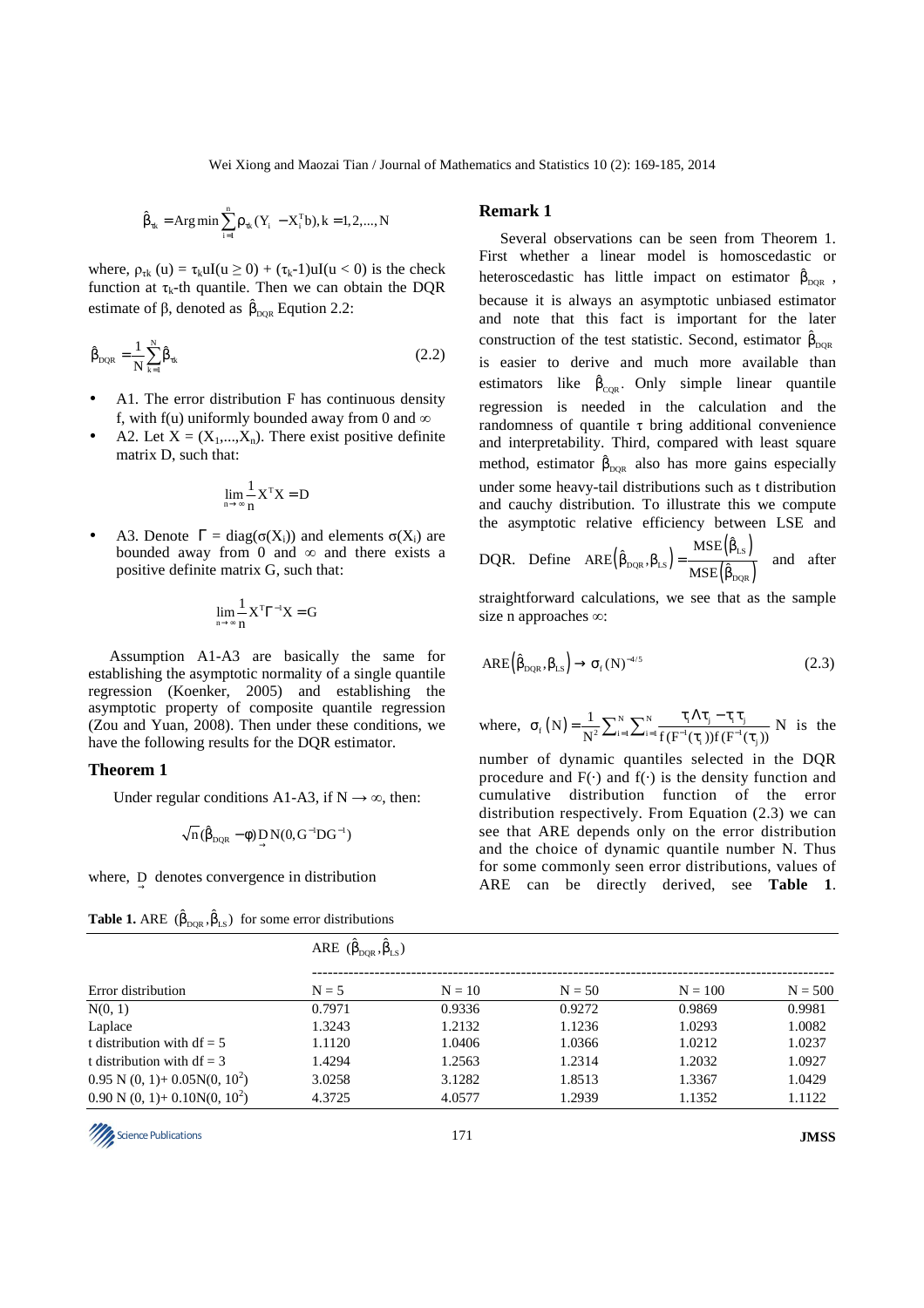$$\hat{\beta}_{\tau k} = \text{Arg}\min \sum_{i=1}^{n} \rho_{\tau k}(Y_i - X_i^T b), k = 1,2,...,N$$

where, $\rho_{\tau k}(u) = \tau_k u I(u \geq 0) + (\tau_k - 1)u I(u < 0)$ is the check function at $\tau_k$-th quantile. Then we can obtain the DQR estimate of $\beta$, denoted as $\hat{\beta}_{DQR}$ Eqution 2.2:

$$\hat{\beta}_{DQR} = \frac{1}{N}\sum_{k=1}^{N}\hat{\beta}_{\tau k} \tag{2.2}$$

- A1. The error distribution F has continuous density f, with f(u) uniformly bounded away from 0 and $\infty$
- A2. Let $X = (X_1,...,X_n)$. There exist positive definite matrix D, such that:

$$\lim_{n\to\infty}\frac{1}{n}X^T X = D$$

- A3. Denote $\Gamma = \text{diag}(\sigma(X_i))$ and elements $\sigma(X_i)$ are bounded away from 0 and $\infty$ and there exists a positive definite matrix G, such that:

$$\lim_{n\to\infty}\frac{1}{n}X^T\Gamma^{-1}X = G$$

Assumption A1-A3 are basically the same for establishing the asymptotic normality of a single quantile regression (Koenker, 2005) and establishing the asymptotic property of composite quantile regression (Zou and Yuan, 2008). Then under these conditions, we have the following results for the DQR estimator.

### Theorem 1

Under regular conditions A1-A3, if $N \rightarrow \infty$, then:

$$\sqrt{n}(\hat{\beta}_{DQR} - \phi) \xrightarrow{D} N(0, G^{-1}DG^{-1})$$

where, $\xrightarrow{D}$ denotes convergence in distribution

### Remark 1

Several observations can be seen from Theorem 1. First whether a linear model is homoscedastic or heteroscedastic has little impact on estimator $\hat{\beta}_{DQR}$, because it is always an asymptotic unbiased estimator and note that this fact is important for the later construction of the test statistic. Second, estimator $\hat{\beta}_{DQR}$ is easier to derive and much more available than estimators like $\hat{\beta}_{CQR}$. Only simple linear quantile regression is needed in the calculation and the randomness of quantile $\tau$ bring additional convenience and interpretability. Third, compared with least square method, estimator $\hat{\beta}_{DQR}$ also has more gains especially under some heavy-tail distributions such as t distribution and cauchy distribution. To illustrate this we compute the asymptotic relative efficiency between LSE and DQR. Define $\text{ARE}(\hat{\beta}_{DQR}, \beta_{LS}) = \frac{\text{MSE}(\hat{\beta}_{LS})}{\text{MSE}(\hat{\beta}_{DQR})}$ and after straightforward calculations, we see that as the sample size n approaches $\infty$:

$$\text{ARE}(\hat{\beta}_{DQR}, \beta_{LS}) \rightarrow \sigma_f(N)^{-4/5} \tag{2.3}$$

where, $\sigma_f(N) = \frac{1}{N^2}\sum_{i=1}^{N}\sum_{i=1}^{N}\frac{\tau_i \wedge \tau_j - \tau_i\tau_j}{f(F^{-1}(\tau_i))f(F^{-1}(\tau_j))}$ N is the number of dynamic quantiles selected in the DQR procedure and $F(\cdot)$ and $f(\cdot)$ is the density function and cumulative distribution function of the error distribution respectively. From Equation (2.3) we can see that ARE depends only on the error distribution and the choice of dynamic quantile number N. Thus for some commonly seen error distributions, values of ARE can be directly derived, see **Table 1**.

**Table 1.** ARE $(\hat{\beta}_{DQR}, \hat{\beta}_{LS})$ for some error distributions

| | ARE $(\hat{\beta}_{DQR}, \hat{\beta}_{LS})$ | | | | |
|---|---|---|---|---|---|
| Error distribution | N = 5 | N = 10 | N = 50 | N = 100 | N = 500 |
| N(0, 1) | 0.7971 | 0.9336 | 0.9272 | 0.9869 | 0.9981 |
| Laplace | 1.3243 | 1.2132 | 1.1236 | 1.0293 | 1.0082 |
| t distribution with df = 5 | 1.1120 | 1.0406 | 1.0366 | 1.0212 | 1.0237 |
| t distribution with df = 3 | 1.4294 | 1.2563 | 1.2314 | 1.2032 | 1.0927 |
| $0.95\ N(0, 1) + 0.05N(0, 10^2)$ | 3.0258 | 3.1282 | 1.8513 | 1.3367 | 1.0429 |
| $0.90\ N(0, 1) + 0.10N(0, 10^2)$ | 4.3725 | 4.0577 | 1.2939 | 1.1352 | 1.1122 |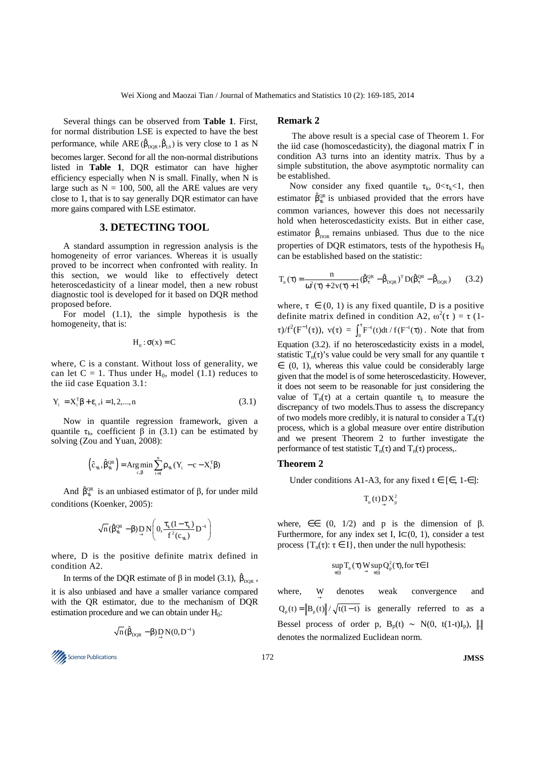Several things can be observed from **Table 1**. First, for normal distribution LSE is expected to have the best performance, while ARE $(\hat{\beta}_{DQR}, \hat{\beta}_{LS})$ is very close to 1 as N becomes larger. Second for all the non-normal distributions listed in **Table 1**, DQR estimator can have higher efficiency especially when N is small. Finally, when N is large such as N = 100, 500, all the ARE values are very close to 1, that is to say generally DQR estimator can have more gains compared with LSE estimator.

## 3. DETECTING TOOL

A standard assumption in regression analysis is the homogeneity of error variances. Whereas it is usually proved to be incorrect when confronted with reality. In this section, we would like to effectively detect heteroscedasticity of a linear model, then a new robust diagnostic tool is developed for it based on DQR method proposed before.

For model (1.1), the simple hypothesis is the homogeneity, that is:

$$H_0 : \sigma(x) = C$$

where, C is a constant. Without loss of generality, we can let C = 1. Thus under $H_0$, model (1.1) reduces to the iid case Equation 3.1:

$$Y_i = X_i^T\beta + \varepsilon_i, i = 1, 2, ..., n \tag{3.1}$$

Now in quantile regression framework, given a quantile $\tau_k$, coefficient $\beta$ in (3.1) can be estimated by solving (Zou and Yuan, 2008):

$$\left(\hat{c}_{\tau k}, \hat{\beta}_{\tau k}^{QR}\right) = \underset{c,\beta}{\mathrm{Arg\,min}} \sum_{i=1}^{n} \rho_{\tau k}(Y_i - c - X_i^T\beta)$$

And $\hat{\beta}_{\tau k}^{QR}$ is an unbiased estimator of $\beta$, for under mild conditions (Koenker, 2005):

$$\sqrt{n}(\hat{\beta}_{\tau k}^{QR} - \beta) \underset{\rightarrow}{D} N\left(0, \frac{\tau_k(1-\tau_k)}{f^2(c_{\tau k})} D^{-1}\right)$$

where, D is the positive definite matrix defined in condition A2.

In terms of the DQR estimate of $\beta$ in model (3.1), $\hat{\beta}_{DQR}$, it is also unbiased and have a smaller variance compared with the QR estimator, due to the mechanism of DQR estimation procedure and we can obtain under $H_0$:

$$\sqrt{n}(\hat{\beta}_{DQR} - \beta) \underset{\rightarrow}{D} N(0, D^{-1})$$

### Remark 2

The above result is a special case of Theorem 1. For the iid case (homoscedasticity), the diagonal matrix $\Gamma$ in condition A3 turns into an identity matrix. Thus by a simple substitution, the above asymptotic normality can be established.

Now consider any fixed quantile $\tau_k$, $0<\tau_k<1$, then estimator $\hat{\beta}_{\tau k}^{QR}$ is unbiased provided that the errors have common variances, however this does not necessarily hold when heteroscedasticity exists. But in either case, estimator $\hat{\beta}_{DQR}$ remains unbiased. Thus due to the nice properties of DQR estimators, tests of the hypothesis $H_0$ can be established based on the statistic:

$$T_n(\tau) = \frac{n}{\omega^2(\tau) + 2v(\tau) + 1}(\hat{\beta}_{\tau}^{QR} - \hat{\beta}_{DQR})^T D(\hat{\beta}_{\tau}^{QR} - \hat{\beta}_{DQR}) \tag{3.2}$$

where, $\tau \in (0, 1)$ is any fixed quantile, D is a positive definite matrix defined in condition A2, $\omega^2(\tau) = \tau(1-\tau)/f^2(F^{-1}(\tau))$, $v(\tau) = \int_0^{\tau} F^{-1}(t)dt / f(F^{-1}(\tau))$. Note that from Equation (3.2). if no heteroscedasticity exists in a model, statistic $T_n(\tau)$'s value could be very small for any quantile $\tau \in (0, 1)$, whereas this value could be considerably large given that the model is of some heteroscedasticity. However, it does not seem to be reasonable for just considering the value of $T_n(\tau)$ at a certain quantile $\tau_k$ to measure the discrepancy of two models.Thus to assess the discrepancy of two models more credibly, it is natural to consider a $T_n(\tau)$ process, which is a global measure over entire distribution and we present Theorem 2 to further investigate the performance of test statistic $T_n(\tau)$ and $T_n(\tau)$ process,.

### Theorem 2

Under conditions A1-A3, for any fixed $t \in [\in, 1-\in]$:

$$T_n(t) \underset{\rightarrow}{D} X_p^2$$

where, $\in \in (0, 1/2)$ and p is the dimension of $\beta$. Furthermore, for any index set I, $I \subset (0, 1)$, consider a test process $\{T_n(\tau): \tau \in I\}$, then under the null hypothesis:

$$\sup_{\tau \in I} T_n(\tau) \underset{\rightarrow}{W} \sup_{\tau \in I} Q_p^2(\tau), \text{for } \tau \in I$$

where, $\underset{\rightarrow}{W}$ denotes weak convergence and $Q_p(t) = \|B_p(t)\| / \sqrt{t(1-t)}$ is generally referred to as a Bessel process of order p, $B_p(t) \sim N(0, t(1-t)I_p)$, $\|.\|$ denotes the normalized Euclidean norm.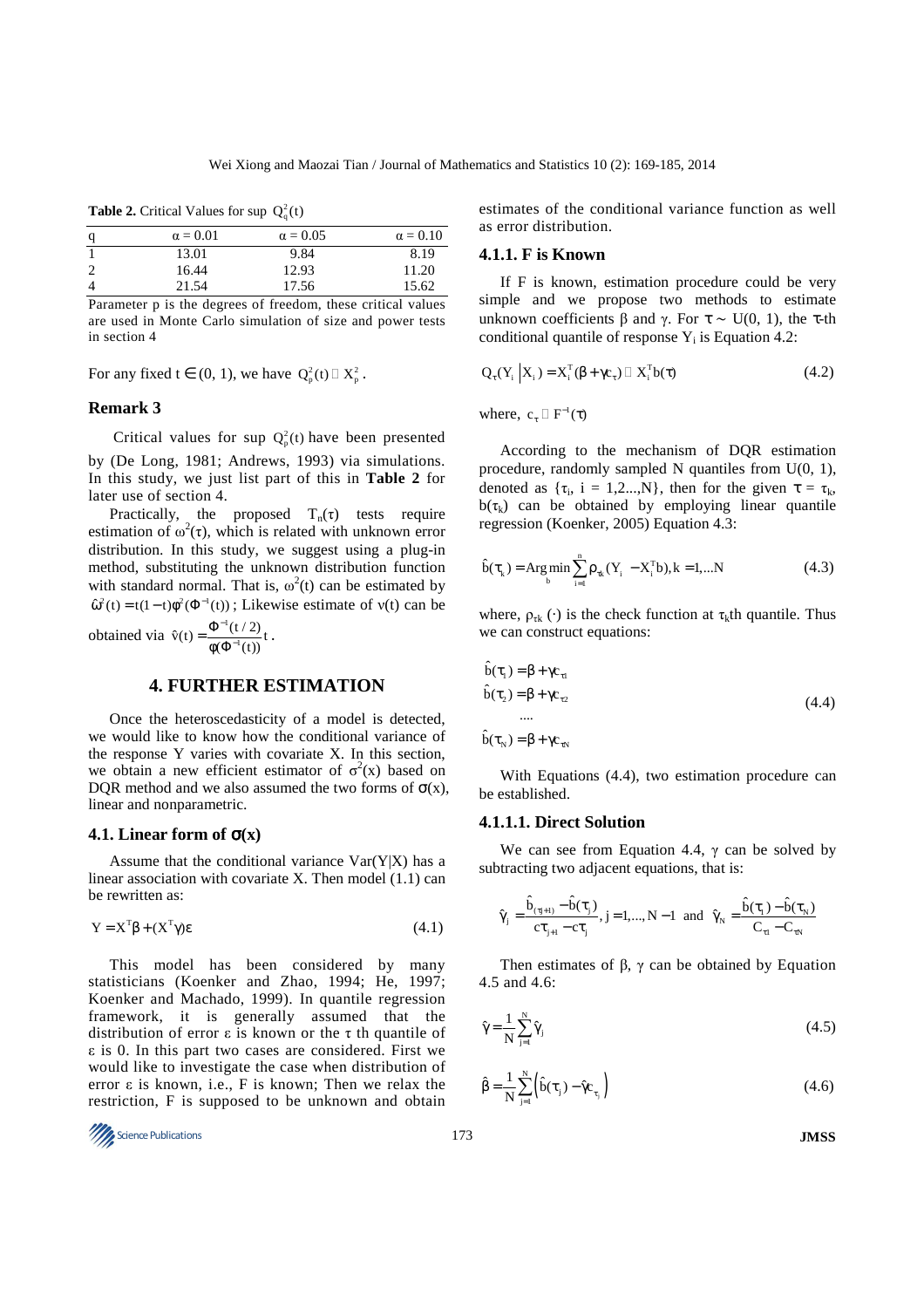**Table 2.** Critical Values for sup $Q_q^2(t)$

| q | $\alpha = 0.01$ | $\alpha = 0.05$ | $\alpha = 0.10$ |
|---|---|---|---|
| 1 | 13.01 | 9.84 | 8.19 |
| 2 | 16.44 | 12.93 | 11.20 |
| 4 | 21.54 | 17.56 | 15.62 |

Parameter p is the degrees of freedom, these critical values are used in Monte Carlo simulation of size and power tests in section 4

For any fixed $t \in (0, 1)$, we have $Q_p^2(t) \sim X_p^2$.

### Remark 3

Critical values for sup $Q_p^2(t)$ have been presented by (De Long, 1981; Andrews, 1993) via simulations. In this study, we just list part of this in **Table 2** for later use of section 4.

Practically, the proposed $T_n(\tau)$ tests require estimation of $\omega^2(\tau)$, which is related with unknown error distribution. In this study, we suggest using a plug-in method, substituting the unknown distribution function with standard normal. That is, $\omega^2(t)$ can be estimated by $\hat{\omega}^2(t) = t(1-t)\phi^2(\Phi^{-1}(t))$; Likewise estimate of $v(t)$ can be obtained via $\hat{v}(t) = \frac{\Phi^{-1}(t/2)}{\phi(\Phi^{-1}(t))}t$.

## 4. FURTHER ESTIMATION

Once the heteroscedasticity of a model is detected, we would like to know how the conditional variance of the response Y varies with covariate X. In this section, we obtain a new efficient estimator of $\sigma^2(x)$ based on DQR method and we also assumed the two forms of $\sigma(x)$, linear and nonparametric.

### 4.1. Linear form of $\sigma(x)$

Assume that the conditional variance Var(Y|X) has a linear association with covariate X. Then model (1.1) can be rewritten as:

$$Y = X^T\beta + (X^T\gamma)\varepsilon \tag{4.1}$$

This model has been considered by many statisticians (Koenker and Zhao, 1994; He, 1997; Koenker and Machado, 1999). In quantile regression framework, it is generally assumed that the distribution of error $\varepsilon$ is known or the $\tau$ th quantile of $\varepsilon$ is 0. In this part two cases are considered. First we would like to investigate the case when distribution of error $\varepsilon$ is known, i.e., F is known; Then we relax the restriction, F is supposed to be unknown and obtain estimates of the conditional variance function as well as error distribution.

#### 4.1.1. F is Known

If F is known, estimation procedure could be very simple and we propose two methods to estimate unknown coefficients $\beta$ and $\gamma$. For $\tau \sim U(0, 1)$, the $\tau$-th conditional quantile of response $Y_i$ is Equation 4.2:

$$Q_\tau(Y_i | X_i) = X_i^T(\beta + \gamma c_\tau) \triangleq X_i^T b(\tau) \tag{4.2}$$

where, $c_\tau \triangleq F^{-1}(\tau)$

According to the mechanism of DQR estimation procedure, randomly sampled N quantiles from U(0, 1), denoted as $\{\tau_i, i = 1,2...,N\}$, then for the given $\tau = \tau_k$, $b(\tau_k)$ can be obtained by employing linear quantile regression (Koenker, 2005) Equation 4.3:

$$\hat{b}(\tau_k) = \underset{b}{\text{Arg min}} \sum_{i=1}^{n} \rho_{\tau k}(Y_i - X_i^T b), k = 1,...N \tag{4.3}$$

where, $\rho_{\tau k}(\cdot)$ is the check function at $\tau_k$th quantile. Thus we can construct equations:

$$\begin{aligned}
\hat{b}(\tau_1) &= \beta + \gamma c_{\tau 1} \\
\hat{b}(\tau_2) &= \beta + \gamma c_{\tau 2} \\
&.... \\
\hat{b}(\tau_N) &= \beta + \gamma c_{\tau N}
\end{aligned} \tag{4.4}$$

With Equations (4.4), two estimation procedure can be established.

##### 4.1.1.1. Direct Solution

We can see from Equation 4.4, $\gamma$ can be solved by subtracting two adjacent equations, that is:

$$\hat{\gamma}_j = \frac{\hat{b}_{(\tau j+1)} - \hat{b}(\tau_j)}{c\tau_{j+1} - c\tau_j}, j = 1,..., N-1 \text{ and } \hat{\gamma}_N = \frac{\hat{b}(\tau_1) - \hat{b}(\tau_N)}{C_{\tau 1} - C_{\tau N}}$$

Then estimates of $\beta$, $\gamma$ can be obtained by Equation 4.5 and 4.6:

$$\hat{\gamma} = \frac{1}{N}\sum_{j=1}^{N}\hat{\gamma}_j \tag{4.5}$$

$$\hat{\beta} = \frac{1}{N}\sum_{j=1}^{N}\left(\hat{b}(\tau_j) - \hat{\gamma}c_{\tau_j}\right) \tag{4.6}$$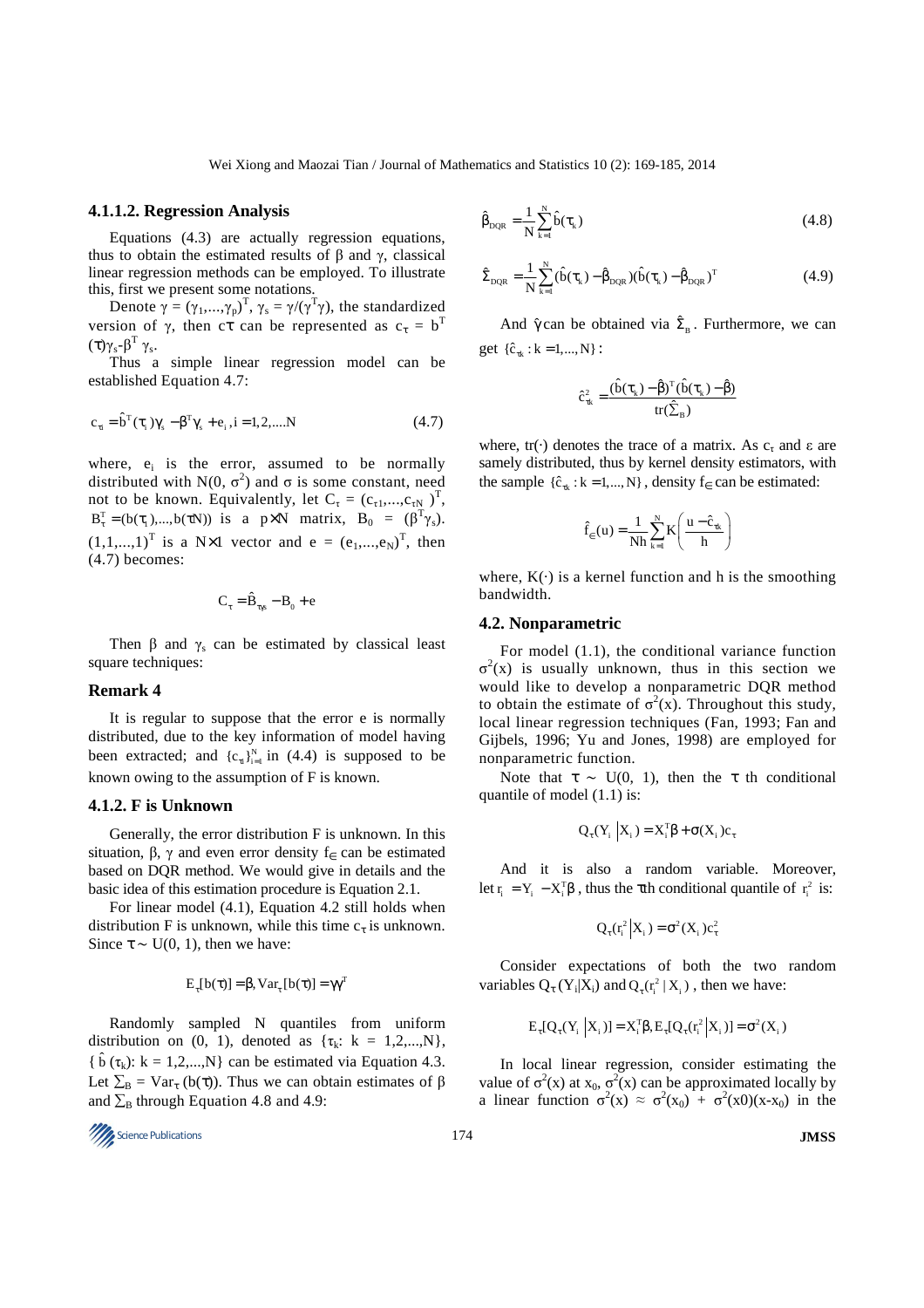#### 4.1.1.2. Regression Analysis

Equations (4.3) are actually regression equations, thus to obtain the estimated results of β and γ, classical linear regression methods can be employed. To illustrate this, first we present some notations.

Denote $\gamma = (\gamma_1,...,\gamma_p)^T$, $\gamma_s = \gamma/(\gamma^T\gamma)$, the standardized version of γ, then cτ can be represented as $c_\tau = b^T(\tau)\gamma_s - \beta^T\gamma_s$.

Thus a simple linear regression model can be established Equation 4.7:

$$c_{\tau i} = \hat{b}^T(\tau_i)\gamma_s - \beta^T\gamma_s + e_i, i = 1,2,....N \tag{4.7}$$

where, $e_i$ is the error, assumed to be normally distributed with $N(0, \sigma^2)$ and σ is some constant, need not to be known. Equivalently, let $C_\tau = (c_{\tau 1},...,c_{\tau N})^T$, $B_\tau^T = (b(\tau_1),...,b(\tau N))$ is a p×N matrix, $B_0 = (\beta^T\gamma_s)$. $(1,1,...,1)^T$ is a N×1 vector and $e = (e_1,...,e_N)^T$, then (4.7) becomes:

$$C_\tau = \hat{B}_{\tau\gamma s} - B_0 + e$$

Then β and $\gamma_s$ can be estimated by classical least square techniques:

### Remark 4

It is regular to suppose that the error e is normally distributed, due to the key information of model having been extracted; and $\{c_{\tau i}\}_{i=1}^N$ in (4.4) is supposed to be known owing to the assumption of F is known.

### 4.1.2. F is Unknown

Generally, the error distribution F is unknown. In this situation, β, γ and even error density $f_\in$ can be estimated based on DQR method. We would give in details and the basic idea of this estimation procedure is Equation 2.1.

For linear model (4.1), Equation 4.2 still holds when distribution F is unknown, while this time $c_\tau$ is unknown. Since τ ~ U(0, 1), then we have:

$$E_\tau[b(\tau)] = \beta, Var_\tau[b(\tau)] = \gamma\gamma^T$$

Randomly sampled N quantiles from uniform distribution on (0, 1), denoted as $\{\tau_k$: k = 1,2,...,N$\}$, $\{\hat{b}(\tau_k)$: k = 1,2,...,N$\}$ can be estimated via Equation 4.3. Let $\Sigma_B = Var_\tau(b(\tau))$. Thus we can obtain estimates of β and $\Sigma_B$ through Equation 4.8 and 4.9:

$$\hat{\beta}_{DQR} = \frac{1}{N}\sum_{k=1}^{N}\hat{b}(\tau_k) \tag{4.8}$$

$$\hat{\Sigma}_{DQR} = \frac{1}{N}\sum_{k=1}^{N}(\hat{b}(\tau_k) - \hat{\beta}_{DQR})(\hat{b}(\tau_k) - \hat{\beta}_{DQR})^T \tag{4.9}$$

And $\hat{\gamma}$ can be obtained via $\hat{\Sigma}_B$. Furthermore, we can get $\{\hat{c}_{\tau k} : k = 1,..., N\}$:

$$\hat{c}_{\tau k}^2 = \frac{(\hat{b}(\tau_k) - \hat{\beta})^T(\hat{b}(\tau_k) - \hat{\beta})}{tr(\hat{\Sigma}_B)}$$

where, tr(·) denotes the trace of a matrix. As $c_\tau$ and ε are samely distributed, thus by kernel density estimators, with the sample $\{\hat{c}_{\tau k} : k = 1,..., N\}$, density $f_\in$ can be estimated:

$$\hat{f}_\in(u) = \frac{1}{Nh}\sum_{k=1}^{N}K\left(\frac{u - \hat{c}_{\tau k}}{h}\right)$$

where, K(·) is a kernel function and h is the smoothing bandwidth.

### 4.2. Nonparametric

For model (1.1), the conditional variance function $\sigma^2(x)$ is usually unknown, thus in this section we would like to develop a nonparametric DQR method to obtain the estimate of $\sigma^2(x)$. Throughout this study, local linear regression techniques (Fan, 1993; Fan and Gijbels, 1996; Yu and Jones, 1998) are employed for nonparametric function.

Note that τ ~ U(0, 1), then the τ th conditional quantile of model (1.1) is:

$$Q_\tau(Y_i \mid X_i) = X_i^T\beta + \sigma(X_i)c_\tau$$

And it is also a random variable. Moreover, let $r_i = Y_i - X_i^T\beta$, thus the τth conditional quantile of $r_i^2$ is:

$$Q_\tau(r_i^2 \mid X_i) = \sigma^2(X_i)c_\tau^2$$

Consider expectations of both the two random variables $Q_\tau(Y_i|X_i)$ and $Q_\tau(r_i^2 \mid X_i)$, then we have:

$$E_\tau[Q_\tau(Y_i \mid X_i)] = X_i^T\beta, E_\tau[Q_\tau(r_i^2 \mid X_i)] = \sigma^2(X_i)$$

In local linear regression, consider estimating the value of $\sigma^2(x)$ at $x_0$, $\sigma^2(x)$ can be approximated locally by a linear function $\sigma^2(x) \approx \sigma^2(x_0) + \sigma^2(x0)(x-x_0)$ in the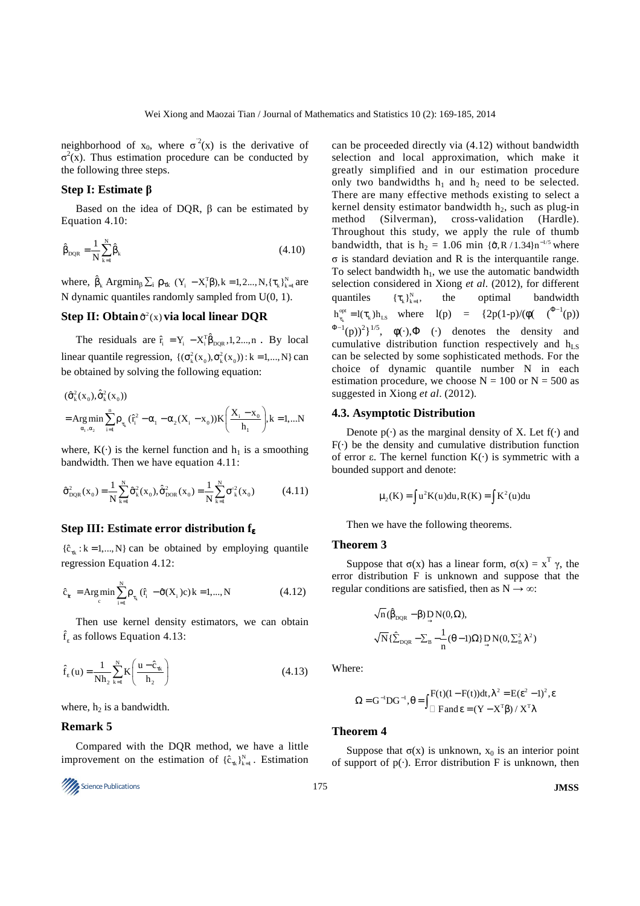neighborhood of $x_0$, where $\sigma^{'2}(x)$ is the derivative of $\sigma^2(x)$. Thus estimation procedure can be conducted by the following three steps.

### Step I: Estimate β

Based on the idea of DQR, β can be estimated by Equation 4.10:

$$\hat{\beta}_{DQR} = \frac{1}{N}\sum_{k=1}^{N}\hat{\beta}_k \tag{4.10}$$

where, $\hat{\beta}_k$ $\text{Argmin}_{\beta}\sum_i \rho_{\tau k}(Y_i - X_i^T\beta), k = 1,2...,N, \{\tau_k\}_{k=1}^N$ are N dynamic quantiles randomly sampled from U(0, 1).

### Step II: Obtain $\hat{\sigma}^2(x)$ via local linear DQR

The residuals are $\hat{r}_i = Y_i - X_i^T\hat{\beta}_{DQR}, 1,2...,n$. By local linear quantile regression, $\{(\sigma_k^2(x_0), \sigma_k^2(x_0)) : k = 1,...,N\}$ can be obtained by solving the following equation:

$$(\hat{\sigma}_k^2(x_0), \hat{\sigma}_k^2(x_0)) = \underset{\alpha_1,\alpha_2}{\text{Arg min}}\sum_{i=1}^{n}\rho_{\tau_k}(\hat{r}_i^2 - \alpha_1 - \alpha_2(X_i - x_0))K\left(\frac{X_i - x_0}{h_1}\right), k = 1,...N$$

where, $K(\cdot)$ is the kernel function and $h_1$ is a smoothing bandwidth. Then we have equation 4.11:

$$\hat{\sigma}_{DQR}^2(x_0) = \frac{1}{N}\sum_{k=1}^{N}\hat{\sigma}_k^2(x_0), \hat{\sigma}_{DOR}^2(x_0) = \frac{1}{N}\sum_{k=1}^{N}\sigma_k^{'2}(x_0) \tag{4.11}$$

### Step III: Estimate error distribution $f_\varepsilon$

$\{\hat{c}_{\tau k} : k = 1,...,N\}$ can be obtained by employing quantile regression Equation 4.12:

$$\hat{c}_{\tau k} = \underset{c}{\text{Arg min}}\sum_{i=1}^{N}\rho_{\tau_k}(\hat{r}_i - \hat{\sigma}(X_i)c)\, k = 1,...,N \tag{4.12}$$

Then use kernel density estimators, we can obtain $\hat{f}_\varepsilon$ as follows Equation 4.13:

$$\hat{f}_\varepsilon(u) = \frac{1}{Nh_2}\sum_{k=1}^{N}K\left(\frac{u - \hat{c}_{\tau k}}{h_2}\right) \tag{4.13}$$

where, $h_2$ is a bandwidth.

### Remark 5

Compared with the DQR method, we have a little improvement on the estimation of $\{\hat{c}_{\tau k}\}_{k=1}^N$. Estimation can be proceeded directly via (4.12) without bandwidth selection and local approximation, which make it greatly simplified and in our estimation procedure only two bandwidths $h_1$ and $h_2$ need to be selected. There are many effective methods existing to select a kernel density estimator bandwidth $h_2$, such as plug-in method (Silverman), cross-validation (Hardle). Throughout this study, we apply the rule of thumb bandwidth, that is $h_2 = 1.06 \min\{\hat{\sigma}, R/1.34\}n^{-1/5}$ where σ is standard deviation and R is the interquantile range. To select bandwidth $h_1$, we use the automatic bandwidth selection considered in Xiong *et al*. (2012), for different quantiles $\{\tau_k\}_{k=1}^N$, the optimal bandwidth $h_{\tau_k}^{opt} = l(\tau_k)h_{LS}$ where $l(p) = \{2p(1-p)/(\phi(\Phi^{-1}(p))\Phi^{-1}(p))^2\}^{1/5}$, $\phi(\cdot), \Phi(\cdot)$ denotes the density and cumulative distribution function respectively and $h_{LS}$ can be selected by some sophisticated methods. For the choice of dynamic quantile number N in each estimation procedure, we choose N = 100 or N = 500 as suggested in Xiong *et al*. (2012).

## 4.3. Asymptotic Distribution

Denote $p(\cdot)$ as the marginal density of X. Let $f(\cdot)$ and $F(\cdot)$ be the density and cumulative distribution function of error ε. The kernel function $K(\cdot)$ is symmetric with a bounded support and denote:

$$\mu_2(K) = \int u^2K(u)du, R(K) = \int K^2(u)du$$

Then we have the following theorems.

### Theorem 3

Suppose that $\sigma(x)$ has a linear form, $\sigma(x) = x^T\gamma$, the error distribution F is unknown and suppose that the regular conditions are satisfied, then as $N \to \infty$:

$$\sqrt{n}(\hat{\beta}_{DQR} - \beta)\underset{\rightarrow}{D}N(0,\Omega),$$

$$\sqrt{N}\{\hat{\Sigma}_{DQR} - \Sigma_B - \frac{1}{n}(\theta - 1)\Omega\}\underset{\rightarrow}{D}N(0, \Sigma_B^2\lambda^2)$$

Where:

$$\Omega = G^{-1}DG^{-1}, \theta = \int_{\square}F(t)(1 - F(t))dt, \lambda^2 = E(\varepsilon^2 - 1)^2, \varepsilon \sim F \text{ and } \varepsilon = (Y - X^T\beta)/X^T\lambda$$

### Theorem 4

Suppose that $\sigma(x)$ is unknown, $x_0$ is an interior point of support of $p(\cdot)$. Error distribution F is unknown, then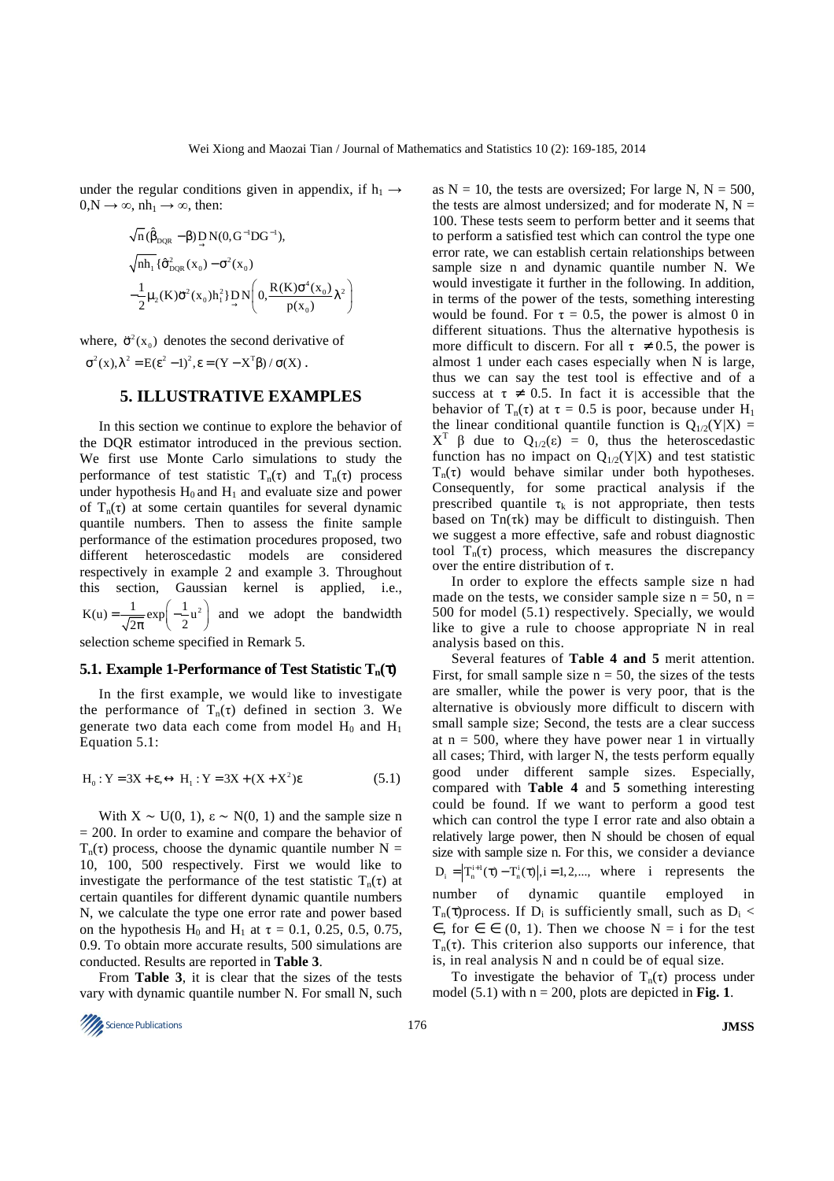under the regular conditions given in appendix, if $h_1 \to 0, N \to \infty$, $nh_1 \to \infty$, then:

$$\sqrt{n}(\hat{\beta}_{DQR} - \beta) \underset{\to}{D} N(0, G^{-1}DG^{-1}),$$

$$\sqrt{nh_1}\{\hat{\sigma}^2_{DQR}(x_0) - \sigma^2(x_0) - \frac{1}{2}\mu_2(K)\ddot{\sigma}^2(x_0)h_1^2\} \underset{\to}{D} N\left(0, \frac{R(K)\sigma^4(x_0)}{p(x_0)}\lambda^2\right)$$

where, $\ddot{\sigma}^2(x_0)$ denotes the second derivative of $\sigma^2(x), \lambda^2 = E(\varepsilon^2 - 1)^2, \varepsilon = (Y - X^T\beta)/\sigma(X)$.

## 5. ILLUSTRATIVE EXAMPLES

In this section we continue to explore the behavior of the DQR estimator introduced in the previous section. We first use Monte Carlo simulations to study the performance of test statistic $T_n(\tau)$ and $T_n(\tau)$ process under hypothesis $H_0$ and $H_1$ and evaluate size and power of $T_n(\tau)$ at some certain quantiles for several dynamic quantile numbers. Then to assess the finite sample performance of the estimation procedures proposed, two different heteroscedastic models are considered respectively in example 2 and example 3. Throughout this section, Gaussian kernel is applied, i.e., $K(u) = \frac{1}{\sqrt{2\pi}}\exp\left(-\frac{1}{2}u^2\right)$ and we adopt the bandwidth selection scheme specified in Remark 5.

### 5.1. Example 1-Performance of Test Statistic $T_n(\tau)$

In the first example, we would like to investigate the performance of $T_n(\tau)$ defined in section 3. We generate two data each come from model $H_0$ and $H_1$ Equation 5.1:

$$H_0: Y = 3X + \varepsilon, \leftrightarrow\ H_1: Y = 3X + (X + X^2)\varepsilon \tag{5.1}$$

With $X \sim U(0, 1)$, $\varepsilon \sim N(0, 1)$ and the sample size n = 200. In order to examine and compare the behavior of $T_n(\tau)$ process, choose the dynamic quantile number N = 10, 100, 500 respectively. First we would like to investigate the performance of the test statistic $T_n(\tau)$ at certain quantiles for different dynamic quantile numbers N, we calculate the type one error rate and power based on the hypothesis $H_0$ and $H_1$ at $\tau$ = 0.1, 0.25, 0.5, 0.75, 0.9. To obtain more accurate results, 500 simulations are conducted. Results are reported in **Table 3**.

From **Table 3**, it is clear that the sizes of the tests vary with dynamic quantile number N. For small N, such as N = 10, the tests are oversized; For large N, N = 500, the tests are almost undersized; and for moderate N, N = 100. These tests seem to perform better and it seems that to perform a satisfied test which can control the type one error rate, we can establish certain relationships between sample size n and dynamic quantile number N. We would investigate it further in the following. In addition, in terms of the power of the tests, something interesting would be found. For $\tau$ = 0.5, the power is almost 0 in different situations. Thus the alternative hypothesis is more difficult to discern. For all $\tau \neq 0.5$, the power is almost 1 under each cases especially when N is large, thus we can say the test tool is effective and of a success at $\tau \neq 0.5$. In fact it is accessible that the behavior of $T_n(\tau)$ at $\tau$ = 0.5 is poor, because under $H_1$ the linear conditional quantile function is $Q_{1/2}(Y|X) = X^T\ \beta$ due to $Q_{1/2}(\varepsilon) = 0$, thus the heteroscedastic function has no impact on $Q_{1/2}(Y|X)$ and test statistic $T_n(\tau)$ would behave similar under both hypotheses. Consequently, for some practical analysis if the prescribed quantile $\tau_k$ is not appropriate, then tests based on $Tn(\tau k)$ may be difficult to distinguish. Then we suggest a more effective, safe and robust diagnostic tool $T_n(\tau)$ process, which measures the discrepancy over the entire distribution of $\tau$.

In order to explore the effects sample size n had made on the tests, we consider sample size n = 50, n = 500 for model (5.1) respectively. Specially, we would like to give a rule to choose appropriate N in real analysis based on this.

Several features of **Table 4 and 5** merit attention. First, for small sample size n = 50, the sizes of the tests are smaller, while the power is very poor, that is the alternative is obviously more difficult to discern with small sample size; Second, the tests are a clear success at n = 500, where they have power near 1 in virtually all cases; Third, with larger N, the tests perform equally good under different sample sizes. Especially, compared with **Table 4** and **5** something interesting could be found. If we want to perform a good test which can control the type I error rate and also obtain a relatively large power, then N should be chosen of equal size with sample size n. For this, we consider a deviance $D_i = |T_n^{i+1}(\tau) - T_n^i(\tau)|, i = 1, 2, ...,$ where i represents the number of dynamic quantile employed in $T_n(\tau)$process. If $D_i$ is sufficiently small, such as $D_i < \in$, for $\in \in (0, 1)$. Then we choose N = i for the test $T_n(\tau)$. This criterion also supports our inference, that is, in real analysis N and n could be of equal size.

To investigate the behavior of $T_n(\tau)$ process under model (5.1) with n = 200, plots are depicted in **Fig. 1**.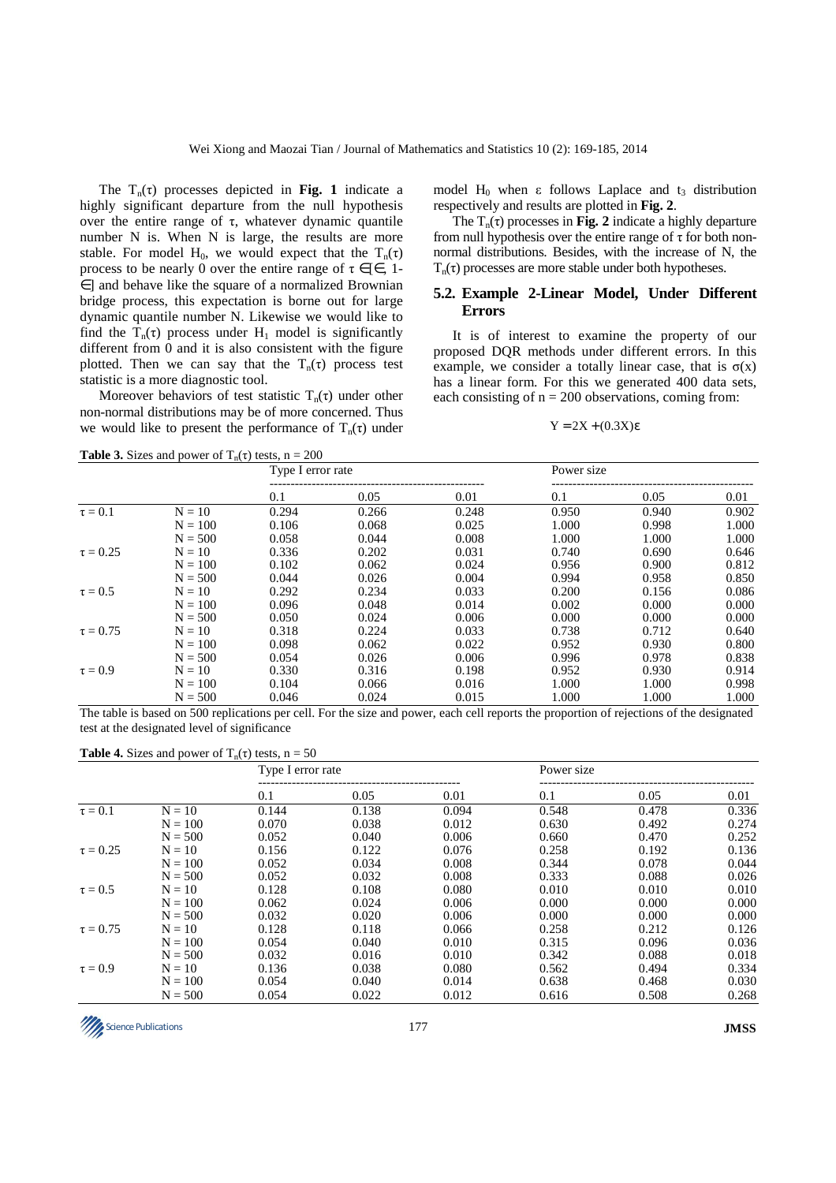The $T_n(\tau)$ processes depicted in **Fig. 1** indicate a highly significant departure from the null hypothesis over the entire range of $\tau$, whatever dynamic quantile number N is. When N is large, the results are more stable. For model $H_0$, we would expect that the $T_n(\tau)$ process to be nearly 0 over the entire range of $\tau \in [\in, 1-\in]$ and behave like the square of a normalized Brownian bridge process, this expectation is borne out for large dynamic quantile number N. Likewise we would like to find the $T_n(\tau)$ process under $H_1$ model is significantly different from 0 and it is also consistent with the figure plotted. Then we can say that the $T_n(\tau)$ process test statistic is a more diagnostic tool.

Moreover behaviors of test statistic $T_n(\tau)$ under other non-normal distributions may be of more concerned. Thus we would like to present the performance of $T_n(\tau)$ under model $H_0$ when $\varepsilon$ follows Laplace and $t_3$ distribution respectively and results are plotted in **Fig. 2**.

The $T_n(\tau)$ processes in **Fig. 2** indicate a highly departure from null hypothesis over the entire range of $\tau$ for both non-normal distributions. Besides, with the increase of N, the $T_n(\tau)$ processes are more stable under both hypotheses.

### 5.2. Example 2-Linear Model, Under Different Errors

It is of interest to examine the property of our proposed DQR methods under different errors. In this example, we consider a totally linear case, that is $\sigma(x)$ has a linear form. For this we generated 400 data sets, each consisting of n = 200 observations, coming from:

$$Y = 2X + (0.3X)\varepsilon$$

**Table 3.** Sizes and power of $T_n(\tau)$ tests, n = 200

| | | Type I error rate | | | Power size | | |
|---|---|---|---|---|---|---|---|
| | | 0.1 | 0.05 | 0.01 | 0.1 | 0.05 | 0.01 |
| $\tau = 0.1$ | N = 10 | 0.294 | 0.266 | 0.248 | 0.950 | 0.940 | 0.902 |
| | N = 100 | 0.106 | 0.068 | 0.025 | 1.000 | 0.998 | 1.000 |
| | N = 500 | 0.058 | 0.044 | 0.008 | 1.000 | 1.000 | 1.000 |
| $\tau = 0.25$ | N = 10 | 0.336 | 0.202 | 0.031 | 0.740 | 0.690 | 0.646 |
| | N = 100 | 0.102 | 0.062 | 0.024 | 0.956 | 0.900 | 0.812 |
| | N = 500 | 0.044 | 0.026 | 0.004 | 0.994 | 0.958 | 0.850 |
| $\tau = 0.5$ | N = 10 | 0.292 | 0.234 | 0.033 | 0.200 | 0.156 | 0.086 |
| | N = 100 | 0.096 | 0.048 | 0.014 | 0.002 | 0.000 | 0.000 |
| | N = 500 | 0.050 | 0.024 | 0.006 | 0.000 | 0.000 | 0.000 |
| $\tau = 0.75$ | N = 10 | 0.318 | 0.224 | 0.033 | 0.738 | 0.712 | 0.640 |
| | N = 100 | 0.098 | 0.062 | 0.022 | 0.952 | 0.930 | 0.800 |
| | N = 500 | 0.054 | 0.026 | 0.006 | 0.996 | 0.978 | 0.838 |
| $\tau = 0.9$ | N = 10 | 0.330 | 0.316 | 0.198 | 0.952 | 0.930 | 0.914 |
| | N = 100 | 0.104 | 0.066 | 0.016 | 1.000 | 1.000 | 0.998 |
| | N = 500 | 0.046 | 0.024 | 0.015 | 1.000 | 1.000 | 1.000 |

The table is based on 500 replications per cell. For the size and power, each cell reports the proportion of rejections of the designated test at the designated level of significance

**Table 4.** Sizes and power of $T_n(\tau)$ tests, n = 50

| | | Type I error rate | | | Power size | | |
|---|---|---|---|---|---|---|---|
| | | 0.1 | 0.05 | 0.01 | 0.1 | 0.05 | 0.01 |
| $\tau = 0.1$ | N = 10 | 0.144 | 0.138 | 0.094 | 0.548 | 0.478 | 0.336 |
| | N = 100 | 0.070 | 0.038 | 0.012 | 0.630 | 0.492 | 0.274 |
| | N = 500 | 0.052 | 0.040 | 0.006 | 0.660 | 0.470 | 0.252 |
| $\tau = 0.25$ | N = 10 | 0.156 | 0.122 | 0.076 | 0.258 | 0.192 | 0.136 |
| | N = 100 | 0.052 | 0.034 | 0.008 | 0.344 | 0.078 | 0.044 |
| | N = 500 | 0.052 | 0.032 | 0.008 | 0.333 | 0.088 | 0.026 |
| $\tau = 0.5$ | N = 10 | 0.128 | 0.108 | 0.080 | 0.010 | 0.010 | 0.010 |
| | N = 100 | 0.062 | 0.024 | 0.006 | 0.000 | 0.000 | 0.000 |
| | N = 500 | 0.032 | 0.020 | 0.006 | 0.000 | 0.000 | 0.000 |
| $\tau = 0.75$ | N = 10 | 0.128 | 0.118 | 0.066 | 0.258 | 0.212 | 0.126 |
| | N = 100 | 0.054 | 0.040 | 0.010 | 0.315 | 0.096 | 0.036 |
| | N = 500 | 0.032 | 0.016 | 0.010 | 0.342 | 0.088 | 0.018 |
| $\tau = 0.9$ | N = 10 | 0.136 | 0.038 | 0.080 | 0.562 | 0.494 | 0.334 |
| | N = 100 | 0.054 | 0.040 | 0.014 | 0.638 | 0.468 | 0.030 |
| | N = 500 | 0.054 | 0.022 | 0.012 | 0.616 | 0.508 | 0.268 |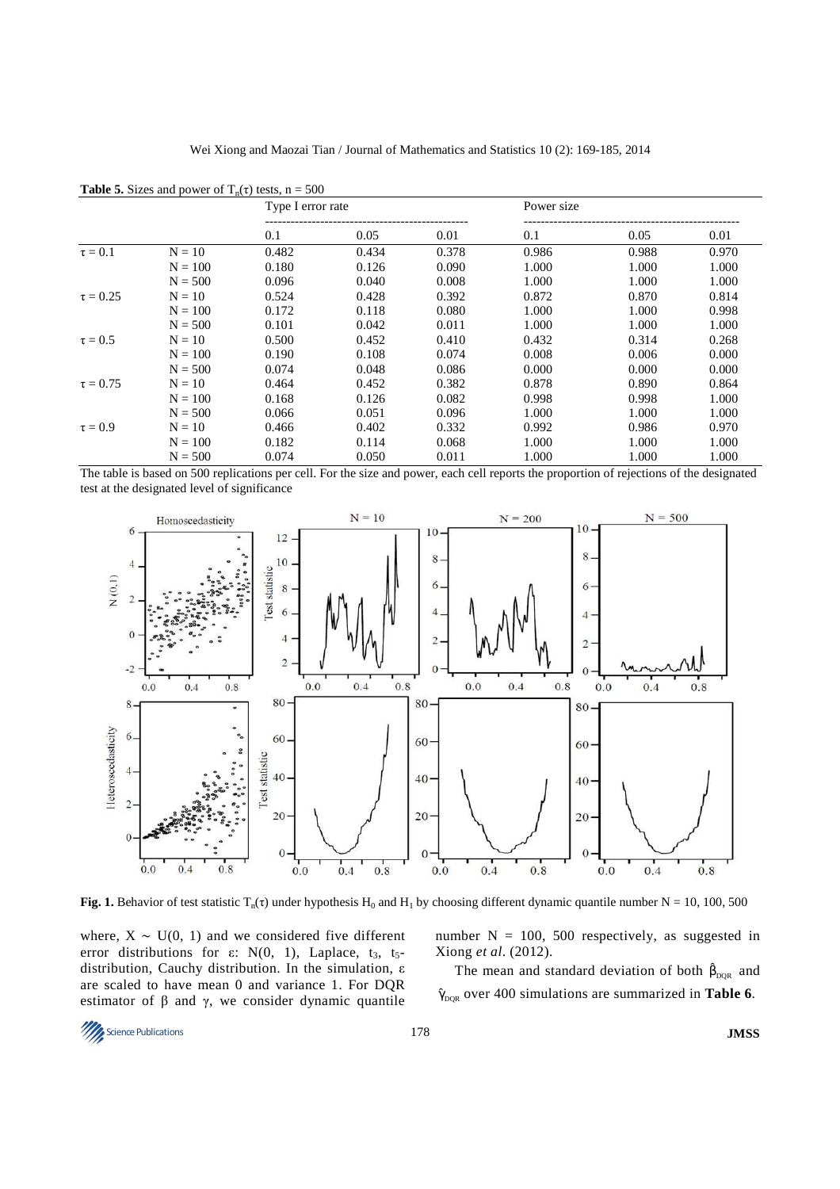**Table 5.** Sizes and power of $T_n(\tau)$ tests, n = 500

| | | Type I error rate | | | Power size | | |
|---|---|---|---|---|---|---|---|
| | | 0.1 | 0.05 | 0.01 | 0.1 | 0.05 | 0.01 |
| $\tau = 0.1$ | N = 10 | 0.482 | 0.434 | 0.378 | 0.986 | 0.988 | 0.970 |
| | N = 100 | 0.180 | 0.126 | 0.090 | 1.000 | 1.000 | 1.000 |
| | N = 500 | 0.096 | 0.040 | 0.008 | 1.000 | 1.000 | 1.000 |
| $\tau = 0.25$ | N = 10 | 0.524 | 0.428 | 0.392 | 0.872 | 0.870 | 0.814 |
| | N = 100 | 0.172 | 0.118 | 0.080 | 1.000 | 1.000 | 0.998 |
| | N = 500 | 0.101 | 0.042 | 0.011 | 1.000 | 1.000 | 1.000 |
| $\tau = 0.5$ | N = 10 | 0.500 | 0.452 | 0.410 | 0.432 | 0.314 | 0.268 |
| | N = 100 | 0.190 | 0.108 | 0.074 | 0.008 | 0.006 | 0.000 |
| | N = 500 | 0.074 | 0.048 | 0.086 | 0.000 | 0.000 | 0.000 |
| $\tau = 0.75$ | N = 10 | 0.464 | 0.452 | 0.382 | 0.878 | 0.890 | 0.864 |
| | N = 100 | 0.168 | 0.126 | 0.082 | 0.998 | 0.998 | 1.000 |
| | N = 500 | 0.066 | 0.051 | 0.096 | 1.000 | 1.000 | 1.000 |
| $\tau = 0.9$ | N = 10 | 0.466 | 0.402 | 0.332 | 0.992 | 0.986 | 0.970 |
| | N = 100 | 0.182 | 0.114 | 0.068 | 1.000 | 1.000 | 1.000 |
| | N = 500 | 0.074 | 0.050 | 0.011 | 1.000 | 1.000 | 1.000 |

The table is based on 500 replications per cell. For the size and power, each cell reports the proportion of rejections of the designated test at the designated level of significance

**Fig. 1.** Behavior of test statistic $T_n(\tau)$ under hypothesis $H_0$ and $H_1$ by choosing different dynamic quantile number N = 10, 100, 500

where, $X \sim U(0, 1)$ and we considered five different error distributions for $\varepsilon$: N(0, 1), Laplace, $t_3$, $t_5$-distribution, Cauchy distribution. In the simulation, $\varepsilon$ are scaled to have mean 0 and variance 1. For DQR estimator of $\beta$ and $\gamma$, we consider dynamic quantile number N = 100, 500 respectively, as suggested in Xiong *et al*. (2012).

The mean and standard deviation of both $\hat{\beta}_{DQR}$ and $\hat{\gamma}_{DQR}$ over 400 simulations are summarized in **Table 6**.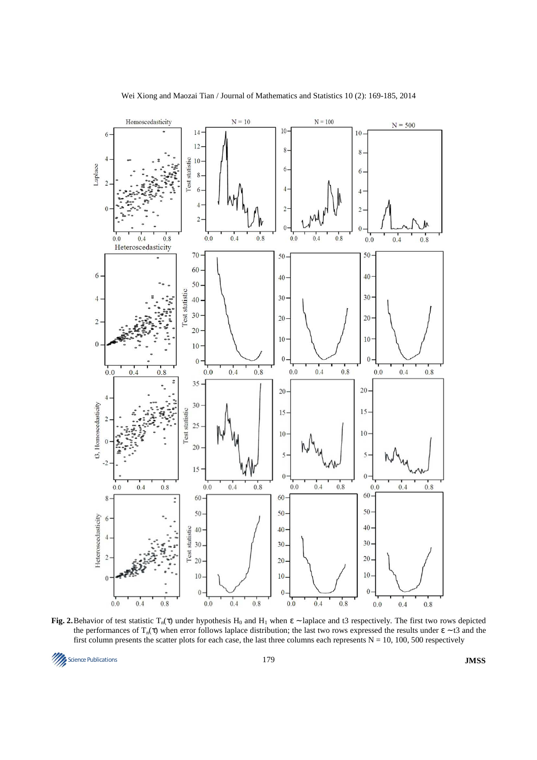**Fig. 2.** Behavior of test statistic $T_n(\tau)$ under hypothesis $H_0$ and $H_1$ when $\varepsilon \sim$ laplace and t3 respectively. The first two rows depicted the performances of $T_n(\tau)$ when error follows laplace distribution; the last two rows expressed the results under $\varepsilon \sim$ t3 and the first column presents the scatter plots for each case, the last three columns each represents N = 10, 100, 500 respectively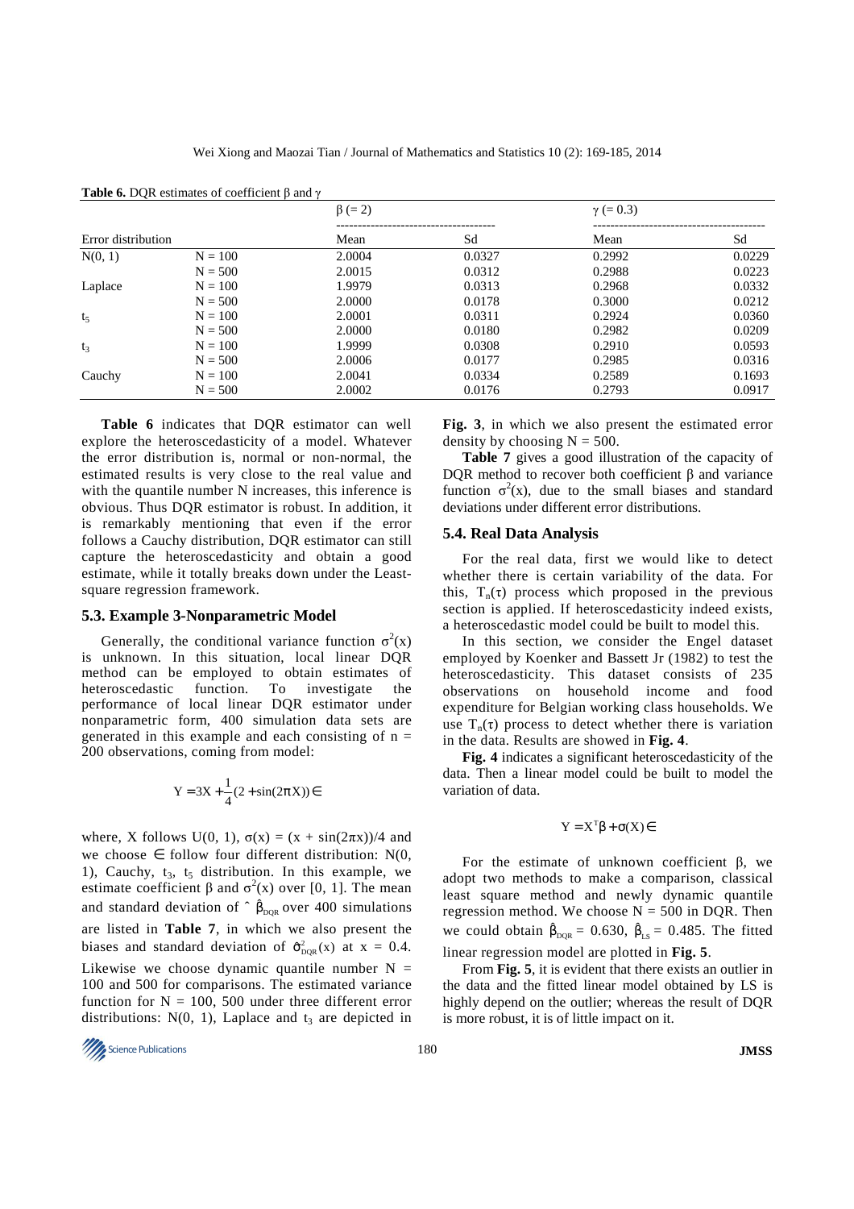**Table 6.** DQR estimates of coefficient β and γ

| Error distribution | | β (= 2) | | γ (= 0.3) | |
|---|---|---|---|---|---|
| | | Mean | Sd | Mean | Sd |
| N(0, 1) | N = 100 | 2.0004 | 0.0327 | 0.2992 | 0.0229 |
| | N = 500 | 2.0015 | 0.0312 | 0.2988 | 0.0223 |
| Laplace | N = 100 | 1.9979 | 0.0313 | 0.2968 | 0.0332 |
| | N = 500 | 2.0000 | 0.0178 | 0.3000 | 0.0212 |
| $t_5$ | N = 100 | 2.0001 | 0.0311 | 0.2924 | 0.0360 |
| | N = 500 | 2.0000 | 0.0180 | 0.2982 | 0.0209 |
| $t_3$ | N = 100 | 1.9999 | 0.0308 | 0.2910 | 0.0593 |
| | N = 500 | 2.0006 | 0.0177 | 0.2985 | 0.0316 |
| Cauchy | N = 100 | 2.0041 | 0.0334 | 0.2589 | 0.1693 |
| | N = 500 | 2.0002 | 0.0176 | 0.2793 | 0.0917 |

**Table 6** indicates that DQR estimator can well explore the heteroscedasticity of a model. Whatever the error distribution is, normal or non-normal, the estimated results is very close to the real value and with the quantile number N increases, this inference is obvious. Thus DQR estimator is robust. In addition, it is remarkably mentioning that even if the error follows a Cauchy distribution, DQR estimator can still capture the heteroscedasticity and obtain a good estimate, while it totally breaks down under the Least-square regression framework.

### 5.3. Example 3-Nonparametric Model

Generally, the conditional variance function $\sigma^2(x)$ is unknown. In this situation, local linear DQR method can be employed to obtain estimates of heteroscedastic function. To investigate the performance of local linear DQR estimator under nonparametric form, 400 simulation data sets are generated in this example and each consisting of n = 200 observations, coming from model:

$$Y = 3X + \frac{1}{4}(2 + \sin(2\pi X))\in$$

where, X follows U(0, 1), $\sigma(x) = (x + \sin(2\pi x))/4$ and we choose $\in$ follow four different distribution: N(0, 1), Cauchy, $t_3$, $t_5$ distribution. In this example, we estimate coefficient β and $\sigma^2(x)$ over [0, 1]. The mean and standard deviation of ˆ $\hat{\beta}_{DQR}$ over 400 simulations are listed in **Table 7**, in which we also present the biases and standard deviation of $\hat{\sigma}^2_{DQR}(x)$ at x = 0.4. Likewise we choose dynamic quantile number N = 100 and 500 for comparisons. The estimated variance function for N = 100, 500 under three different error distributions: N(0, 1), Laplace and $t_3$ are depicted in **Fig. 3**, in which we also present the estimated error density by choosing N = 500.

**Table 7** gives a good illustration of the capacity of DQR method to recover both coefficient β and variance function $\sigma^2(x)$, due to the small biases and standard deviations under different error distributions.

### 5.4. Real Data Analysis

For the real data, first we would like to detect whether there is certain variability of the data. For this, $T_n(\tau)$ process which proposed in the previous section is applied. If heteroscedasticity indeed exists, a heteroscedastic model could be built to model this.

In this section, we consider the Engel dataset employed by Koenker and Bassett Jr (1982) to test the heteroscedasticity. This dataset consists of 235 observations on household income and food expenditure for Belgian working class households. We use $T_n(\tau)$ process to detect whether there is variation in the data. Results are showed in **Fig. 4**.

**Fig. 4** indicates a significant heteroscedasticity of the data. Then a linear model could be built to model the variation of data.

$$Y = X^T\beta + \sigma(X)\in$$

For the estimate of unknown coefficient β, we adopt two methods to make a comparison, classical least square method and newly dynamic quantile regression method. We choose N = 500 in DQR. Then we could obtain $\hat{\beta}_{DQR} = 0.630$, $\hat{\beta}_{LS} = 0.485$. The fitted linear regression model are plotted in **Fig. 5**.

From **Fig. 5**, it is evident that there exists an outlier in the data and the fitted linear model obtained by LS is highly depend on the outlier; whereas the result of DQR is more robust, it is of little impact on it.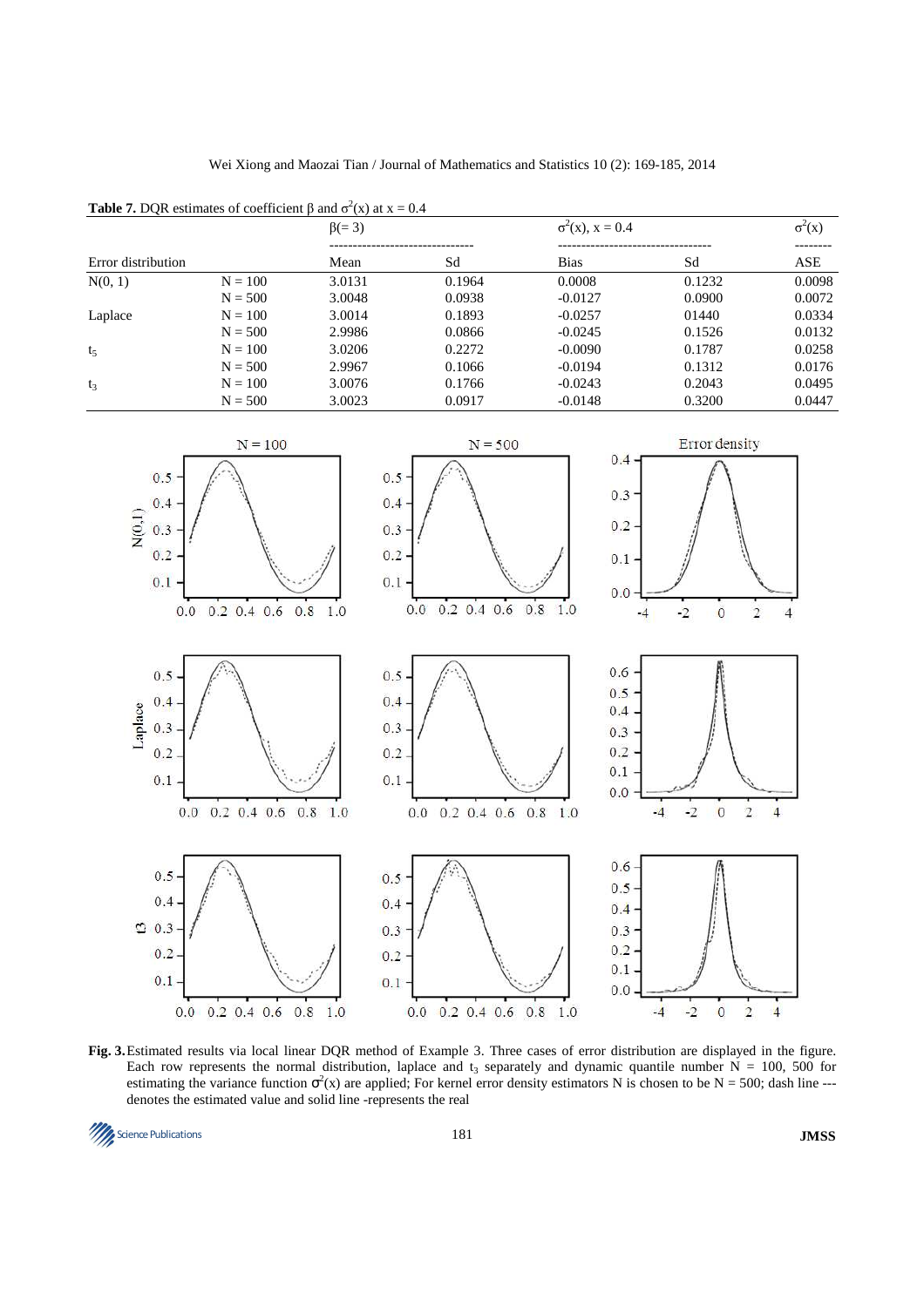**Table 7.** DQR estimates of coefficient β and $\sigma^2(x)$ at x = 0.4

| | | β(= 3) | | $\sigma^2(x)$, x = 0.4 | | $\sigma^2(x)$ |
|---|---|---|---|---|---|---|
| Error distribution | | Mean | Sd | Bias | Sd | ASE |
| N(0, 1) | N = 100 | 3.0131 | 0.1964 | 0.0008 | 0.1232 | 0.0098 |
| | N = 500 | 3.0048 | 0.0938 | -0.0127 | 0.0900 | 0.0072 |
| Laplace | N = 100 | 3.0014 | 0.1893 | -0.0257 | 01440 | 0.0334 |
| | N = 500 | 2.9986 | 0.0866 | -0.0245 | 0.1526 | 0.0132 |
| $t_5$ | N = 100 | 3.0206 | 0.2272 | -0.0090 | 0.1787 | 0.0258 |
| | N = 500 | 2.9967 | 0.1066 | -0.0194 | 0.1312 | 0.0176 |
| $t_3$ | N = 100 | 3.0076 | 0.1766 | -0.0243 | 0.2043 | 0.0495 |
| | N = 500 | 3.0023 | 0.0917 | -0.0148 | 0.3200 | 0.0447 |

**Fig. 3.** Estimated results via local linear DQR method of Example 3. Three cases of error distribution are displayed in the figure. Each row represents the normal distribution, laplace and $t_3$ separately and dynamic quantile number N = 100, 500 for estimating the variance function $\sigma^2(x)$ are applied; For kernel error density estimators N is chosen to be N = 500; dash line --- denotes the estimated value and solid line -represents the real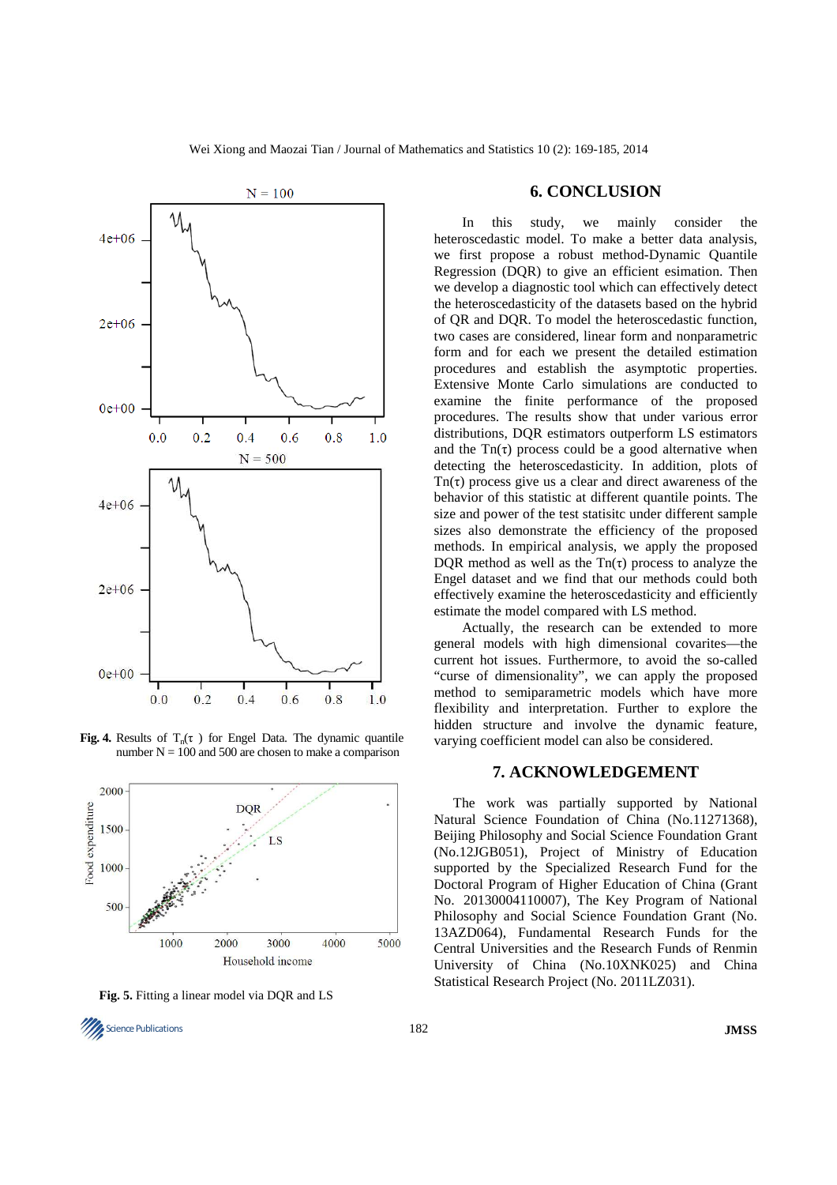Fig. 4. Results of $T_n(\tau)$ for Engel Data. The dynamic quantile number N = 100 and 500 are chosen to make a comparison

Fig. 5. Fitting a linear model via DQR and LS

## 6. CONCLUSION

In this study, we mainly consider the heteroscedastic model. To make a better data analysis, we first propose a robust method-Dynamic Quantile Regression (DQR) to give an efficient esimation. Then we develop a diagnostic tool which can effectively detect the heteroscedasticity of the datasets based on the hybrid of QR and DQR. To model the heteroscedastic function, two cases are considered, linear form and nonparametric form and for each we present the detailed estimation procedures and establish the asymptotic properties. Extensive Monte Carlo simulations are conducted to examine the finite performance of the proposed procedures. The results show that under various error distributions, DQR estimators outperform LS estimators and the $Tn(\tau)$ process could be a good alternative when detecting the heteroscedasticity. In addition, plots of $Tn(\tau)$ process give us a clear and direct awareness of the behavior of this statistic at different quantile points. The size and power of the test statisitc under different sample sizes also demonstrate the efficiency of the proposed methods. In empirical analysis, we apply the proposed DQR method as well as the $Tn(\tau)$ process to analyze the Engel dataset and we find that our methods could both effectively examine the heteroscedasticity and efficiently estimate the model compared with LS method.

Actually, the research can be extended to more general models with high dimensional covarites—the current hot issues. Furthermore, to avoid the so-called "curse of dimensionality", we can apply the proposed method to semiparametric models which have more flexibility and interpretation. Further to explore the hidden structure and involve the dynamic feature, varying coefficient model can also be considered.

## 7. ACKNOWLEDGEMENT

The work was partially supported by National Natural Science Foundation of China (No.11271368), Beijing Philosophy and Social Science Foundation Grant (No.12JGB051), Project of Ministry of Education supported by the Specialized Research Fund for the Doctoral Program of Higher Education of China (Grant No. 20130004110007), The Key Program of National Philosophy and Social Science Foundation Grant (No. 13AZD064), Fundamental Research Funds for the Central Universities and the Research Funds of Renmin University of China (No.10XNK025) and China Statistical Research Project (No. 2011LZ031).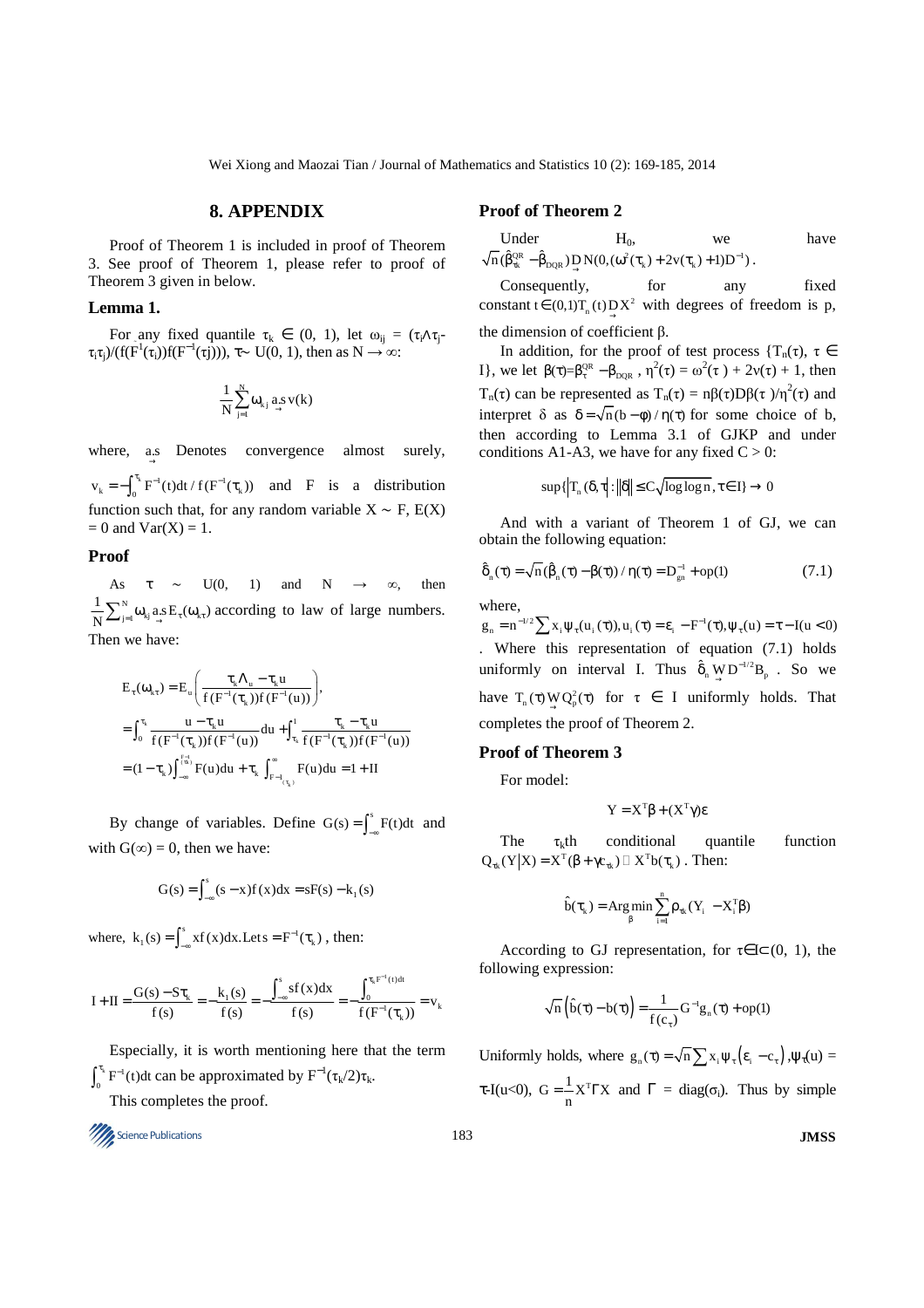## 8. APPENDIX

Proof of Theorem 1 is included in proof of Theorem 3. See proof of Theorem 1, please refer to proof of Theorem 3 given in below.

### Lemma 1.

For any fixed quantile $\tau_k \in (0, 1)$, let $\omega_{ij} = (\tau_i \Lambda \tau_j - \tau_i \tau_j)/(f(F^{1}(\tau_i))f(F^{-1}(\tau j)))$, $\tau \sim U(0, 1)$, then as $N \rightarrow \infty$:

$$\frac{1}{N}\sum_{j=1}^{N}\omega_{kj} \underset{\rightarrow}{a.s} v(k)$$

where, $\underset{\rightarrow}{a.s}$ Denotes convergence almost surely, $v_k = -\int_0^{\tau_k} F^{-1}(t)dt / f(F^{-1}(\tau_k))$ and F is a distribution function such that, for any random variable $X \sim F$, $E(X) = 0$ and $Var(X) = 1$.

### Proof

As $\tau \sim U(0, 1)$ and $N \rightarrow \infty$, then $\frac{1}{N}\sum_{j=1}^{N}\omega_{kj} \underset{\rightarrow}{a.s} E_\tau(\omega_{k\tau})$ according to law of large numbers. Then we have:

$$E_\tau(\omega_{k\tau}) = E_u\left(\frac{\tau_k \Lambda_u - \tau_k u}{f(F^{-1}(\tau_k))f(F^{-1}(u))}\right),$$

$$= \int_0^{\tau_k} \frac{u - \tau_k u}{f(F^{-1}(\tau_k))f(F^{-1}(u))}du + \int_{\tau_k}^{1} \frac{\tau_k - \tau_k u}{f(F^{-1}(\tau_k))f(F^{-1}(u))}$$

$$= (1-\tau_k)\int_{-\infty}^{F^{-1}_{(\tau_k)}} F(u)du + \tau_k \int_{F^{-1}_{(\tau_k)}}^{\infty} F(u)du = I + II$$

By change of variables. Define $G(s) = \int_{-\infty}^{s} F(t)dt$ and with $G(\infty) = 0$, then we have:

$$G(s) = \int_{-\infty}^{s}(s-x)f(x)dx = sF(s) - k_1(s)$$

where, $k_1(s) = \int_{-\infty}^{s} xf(x)dx$. Let $s = F^{-1}(\tau_k)$, then:

$$I + II = \frac{G(s) - S\tau_k}{f(s)} = -\frac{k_1(s)}{f(s)} = -\frac{\int_{-\infty}^{s} sf(x)dx}{f(s)} = -\frac{\int_0^{\tau_k F^{-1}(t)dt}}{f(F^{-1}(\tau_k))} = v_k$$

Especially, it is worth mentioning here that the term $\int_0^{\tau_k} F^{-1}(t)dt$ can be approximated by $F^{-1}(\tau_k/2)\tau_k$.

This completes the proof.

### Proof of Theorem 2

Under $H_0$, we have $\sqrt{n}(\hat{\beta}^{QR}_{\tau k} - \hat{\beta}_{DQR}) \underset{\rightarrow}{D} N(0, (\omega^2(\tau_k) + 2v(\tau_k) + 1)D^{-1})$.

Consequently, for any fixed constant $t \in (0,1) T_n(t) \underset{\rightarrow}{D} X^2$ with degrees of freedom is p, the dimension of coefficient β.

In addition, for the proof of test process $\{T_n(\tau), \tau \in I\}$, we let $\beta(\tau) = \beta^{QR}_{\tau} - \beta_{DQR}$, $\eta^2(\tau) = \omega^2(\tau) + 2v(\tau) + 1$, then $T_n(\tau)$ can be represented as $T_n(\tau) = n\beta(\tau)D\beta(\tau)/\eta^2(\tau)$ and interpret δ as $\delta = \sqrt{n}(b - \phi)/\eta(\tau)$ for some choice of b, then according to Lemma 3.1 of GJKP and under conditions A1-A3, we have for any fixed $C > 0$:

$$\sup\{|T_n(\delta,\tau| : \|\delta\| \le C\sqrt{\log\log n}, \tau \in I\} \rightarrow 0$$

And with a variant of Theorem 1 of GJ, we can obtain the following equation:

$$\hat{\delta}_n(\tau) = \sqrt{n}(\hat{\beta}_n(\tau) - \beta(\tau))/\eta(\tau) = D^{-1}_{gn} + op(1) \qquad (7.1)$$

where, $g_n = n^{-1/2}\sum x_i\psi_\tau(u_i(\tau)), u_i(\tau) = \varepsilon_i - F^{-1}(\tau), \psi_\tau(u) = \tau - I(u<0)$. Where this representation of equation (7.1) holds uniformly on interval I. Thus $\hat{\delta}_n \underset{\rightarrow}{W} D^{-1/2}B_p$. So we have $T_n(\tau) \underset{\rightarrow}{W} Q^2_p(\tau)$ for $\tau \in I$ uniformly holds. That completes the proof of Theorem 2.

### Proof of Theorem 3

For model:

$$Y = X^T\beta + (X^T\gamma)\varepsilon$$

The $\tau_k$th conditional quantile function $Q_{\tau k}(Y|X) = X^T(\beta + \gamma c_{\tau k}) \square X^T b(\tau_k)$. Then:

$$\hat{b}(\tau_k) = \underset{\beta}{\mathrm{Arg\,min}}\sum_{i=1}^{n}\rho_{\tau k}(Y_i - X_i^T\beta)$$

According to GJ representation, for $\tau \in I \subset (0, 1)$, the following expression:

$$\sqrt{n}\left(\hat{b}(\tau) - b(\tau)\right) = \frac{1}{f(c_\tau)}G^{-1}g_n(\tau) + op(1)$$

Uniformly holds, where $g_n(\tau) = \sqrt{n}\sum x_i\psi_\tau\left(\varepsilon_i - c_\tau\right)$, $\psi_\tau(u) = \tau - I(u<0)$, $G = \frac{1}{n}X^T\Gamma X$ and $\Gamma = diag(\sigma_i)$. Thus by simple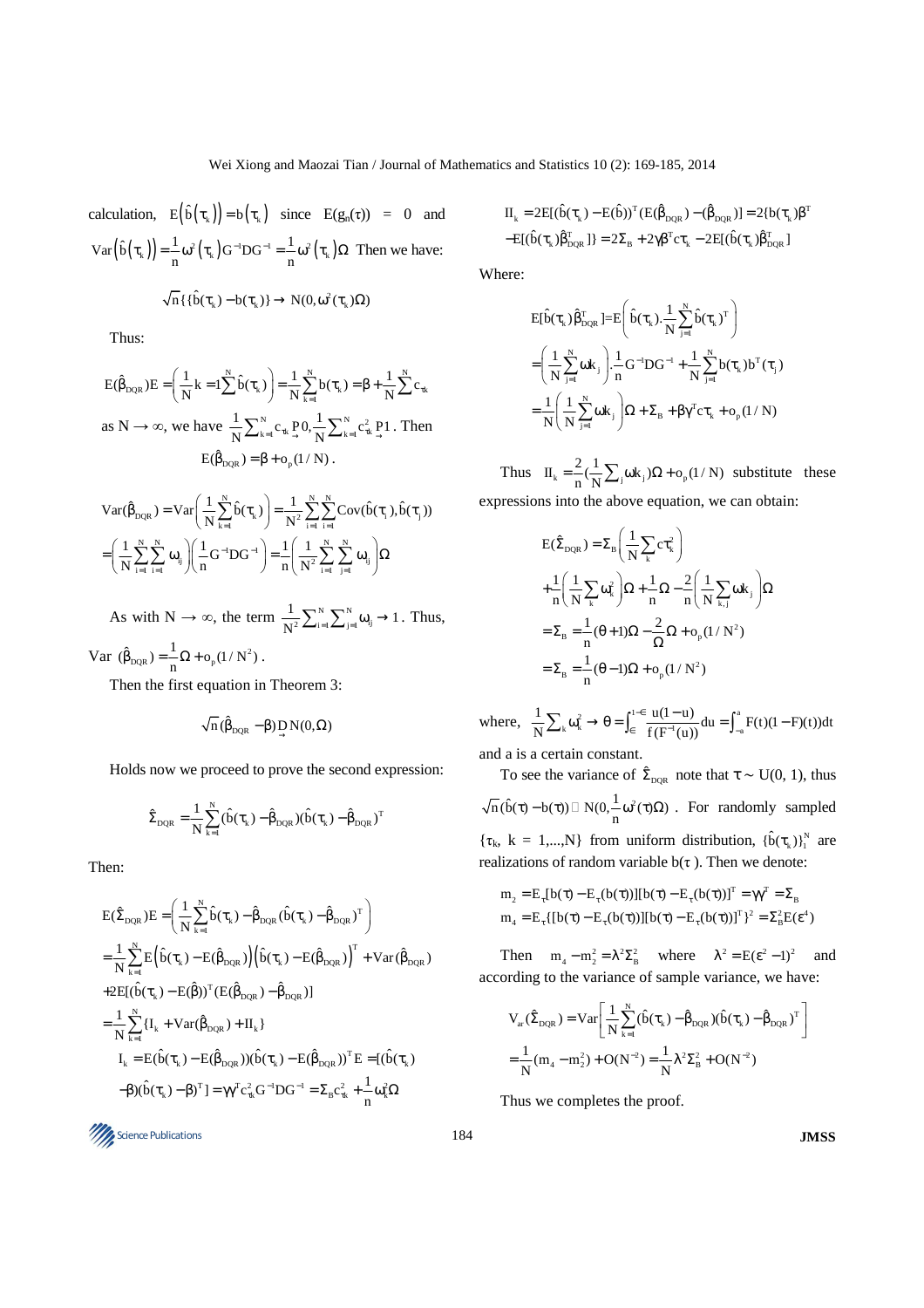calculation, $E\left(\hat{b}\left(\tau_k\right)\right) = b\left(\tau_k\right)$ since $E(g_n(\tau)) = 0$ and $Var\left(\hat{b}\left(\tau_k\right)\right) = \frac{1}{n}\omega^2\left(\tau_k\right)G^{-1}DG^{-1} = \frac{1}{n}\omega^2\left(\tau_k\right)\Omega$ Then we have:

$$\sqrt{n}\{\hat{b}(\tau_k) - b(\tau_k)\} \to N(0, \omega^2(\tau_k)\Omega)$$

Thus:

$$E(\hat{\beta}_{DQR})E = \left(\frac{1}{N}k = 1\sum^{N}\hat{b}(\tau_k)\right) = \frac{1}{N}\sum_{k=1}^{N}b(\tau_k) = \beta + \frac{1}{N}\sum^{N}c_{\tau k}$$

as $N \to \infty$, we have $\frac{1}{N}\sum_{k=1}^{N}c_{\tau k}\underset{\to}{P}0, \frac{1}{N}\sum_{k=1}^{N}c_{\tau k}^2\underset{\to}{P}1$. Then

$$E(\hat{\beta}_{DQR}) = \beta + o_p(1/N).$$

$$Var(\hat{\beta}_{DQR}) = Var\left(\frac{1}{N}\sum_{k=1}^{N}\hat{b}(\tau_k)\right) = \frac{1}{N^2}\sum_{i=1}^{N}\sum_{i=1}^{N}Cov(\hat{b}(\tau_i), \hat{b}(\tau_j))$$

$$= \left(\frac{1}{N}\sum_{i=1}^{N}\sum_{i=1}^{N}\omega_{ij}\right)\left(\frac{1}{n}G^{-1}DG^{-1}\right) = \frac{1}{n}\left(\frac{1}{N^2}\sum_{i=1}^{N}\sum_{j=1}^{N}\omega_{ij}\right)\Omega$$

As with $N \to \infty$, the term $\frac{1}{N^2}\sum_{i=1}^{N}\sum_{j=1}^{N}\omega_{ij} \to 1$. Thus, $Var\ (\hat{\beta}_{DQR}) = \frac{1}{n}\Omega + o_p(1/N^2)$.

Then the first equation in Theorem 3:

$$\sqrt{n}(\hat{\beta}_{DQR} - \beta)\underset{\to}{D}N(0, \Omega)$$

Holds now we proceed to prove the second expression:

$$\hat{\Sigma}_{DQR} = \frac{1}{N}\sum_{k=1}^{N}(\hat{b}(\tau_k) - \hat{\beta}_{DQR})(\hat{b}(\tau_k) - \hat{\beta}_{DQR})^T$$

Then:

$$E(\hat{\Sigma}_{DQR})E = \left(\frac{1}{N}\sum_{k=1}^{N}\hat{b}(\tau_k) - \hat{\beta}_{DQR}(\hat{b}(\tau_k) - \hat{\beta}_{DQR})^T\right)$$

$$= \frac{1}{N}\sum_{k=1}^{N}E\left(\hat{b}(\tau_k) - E(\hat{\beta}_{DQR})\right)\left(\hat{b}(\tau_k) - E(\hat{\beta}_{DQR})\right)^T + Var(\hat{\beta}_{DQR})$$

$$+2E[(\hat{b}(\tau_k) - E(\hat{\beta}))^T(E(\hat{\beta}_{DQR}) - \hat{\beta}_{DQR})]$$

$$= \frac{1}{N}\sum_{k=1}^{N}\{I_k + Var(\hat{\beta}_{DQR}) + II_k\}$$

$$I_k = E(\hat{b}(\tau_k) - E(\hat{\beta}_{DQR}))(\hat{b}(\tau_k) - E(\hat{\beta}_{DQR}))^T E = [(\hat{b}(\tau_k)$$

$$-\beta)(\hat{b}(\tau_k) - \beta)^T] = \gamma\gamma^T c_{\tau k}^2 G^{-1}DG^{-1} = \Sigma_B c_{\tau k}^2 + \frac{1}{n}\omega_k^2\Omega$$

$$II_k = 2E[(\hat{b}(\tau_k) - E(\hat{b}))^T(E(\hat{\beta}_{DQR}) - (\hat{\beta}_{DQR})] = 2\{b(\tau_k)\beta^T$$

$$-E[(\hat{b}(\tau_k)\hat{\beta}_{DQR}^T]\} = 2\Sigma_B + 2\gamma\beta^T c\tau_k - 2E[(\hat{b}(\tau_k)\hat{\beta}_{DQR}^T]$$

Where:

$$E[\hat{b}(\tau_k)\hat{\beta}_{DQR}^T] = E\left(\hat{b}(\tau_k).\frac{1}{N}\sum_{j=1}^{N}\hat{b}(\tau_k)^T\right)$$

$$= \left(\frac{1}{N}\sum_{j=1}^{N}\omega k_j\right).\frac{1}{n}G^{-1}DG^{-1} + \frac{1}{N}\sum_{j=1}^{N}b(\tau_k)b^T(\tau_j)$$

$$= \frac{1}{N}\left(\frac{1}{N}\sum_{j=1}^{N}\omega k_j\right)\Omega + \Sigma_B + \beta\gamma^T c\tau_k + o_p(1/N)$$

Thus $II_k = \frac{2}{n}(\frac{1}{N}\sum_j \omega k_j)\Omega + o_p(1/N)$ substitute these expressions into the above equation, we can obtain:

$$E(\hat{\Sigma}_{DQR}) = \Sigma_B\left(\frac{1}{N}\sum_k c\tau_k^2\right)$$

$$+ \frac{1}{n}\left(\frac{1}{N}\sum_k \omega_k^2\right)\Omega + \frac{1}{n}\Omega - \frac{2}{n}\left(\frac{1}{N}\sum_{k,j}\omega k_j\right)\Omega$$

$$= \Sigma_B = \frac{1}{n}(\theta + 1)\Omega - \frac{2}{\Omega}\Omega + o_p(1/N^2)$$

$$= \Sigma_B = \frac{1}{n}(\theta - 1)\Omega + o_p(1/N^2)$$

where, $\frac{1}{N}\sum_k \omega_k^2 \to \theta = \int_{\epsilon}^{1-\epsilon}\frac{u(1-u)}{f(F^{-1}(u))}du = \int_{-a}^{a}F(t)(1-F)(t))dt$ and a is a certain constant.

To see the variance of $\hat{\Sigma}_{DQR}$ note that $\tau \sim U(0, 1)$, thus $\sqrt{n}(\hat{b}(\tau) - b(\tau)) \square N(0, \frac{1}{n}\omega^2(\tau)\Omega)$. For randomly sampled $\{\tau_k,\ k = 1,...,N\}$ from uniform distribution, $\{\hat{b}(\tau_k)\}_1^N$ are realizations of random variable $b(\tau)$. Then we denote:

$$m_2 = E_\tau[b(\tau) - E_\tau(b(\tau))][b(\tau) - E_\tau(b(\tau))]^T = \gamma\gamma^T = \Sigma_B$$

$$m_4 = E_\tau\{[b(\tau) - E_\tau(b(\tau))][b(\tau) - E_\tau(b(\tau))]^T\}^2 = \Sigma_B^2 E(\epsilon^4)$$

Then $m_4 - m_2^2 = \lambda^2\Sigma_B^2$ where $\lambda^2 = E(\epsilon^2 - 1)^2$ and according to the variance of sample variance, we have:

$$V_{ar}(\hat{\Sigma}_{DQR}) = Var\left[\frac{1}{N}\sum_{k=1}^{N}(\hat{b}(\tau_k) - \hat{\beta}_{DQR})(\hat{b}(\tau_k) - \hat{\beta}_{DQR})^T\right]$$

$$= \frac{1}{N}(m_4 - m_2^2) + O(N^{-2}) = \frac{1}{N}\lambda^2\Sigma_B^2 + O(N^{-2})$$

Thus we completes the proof.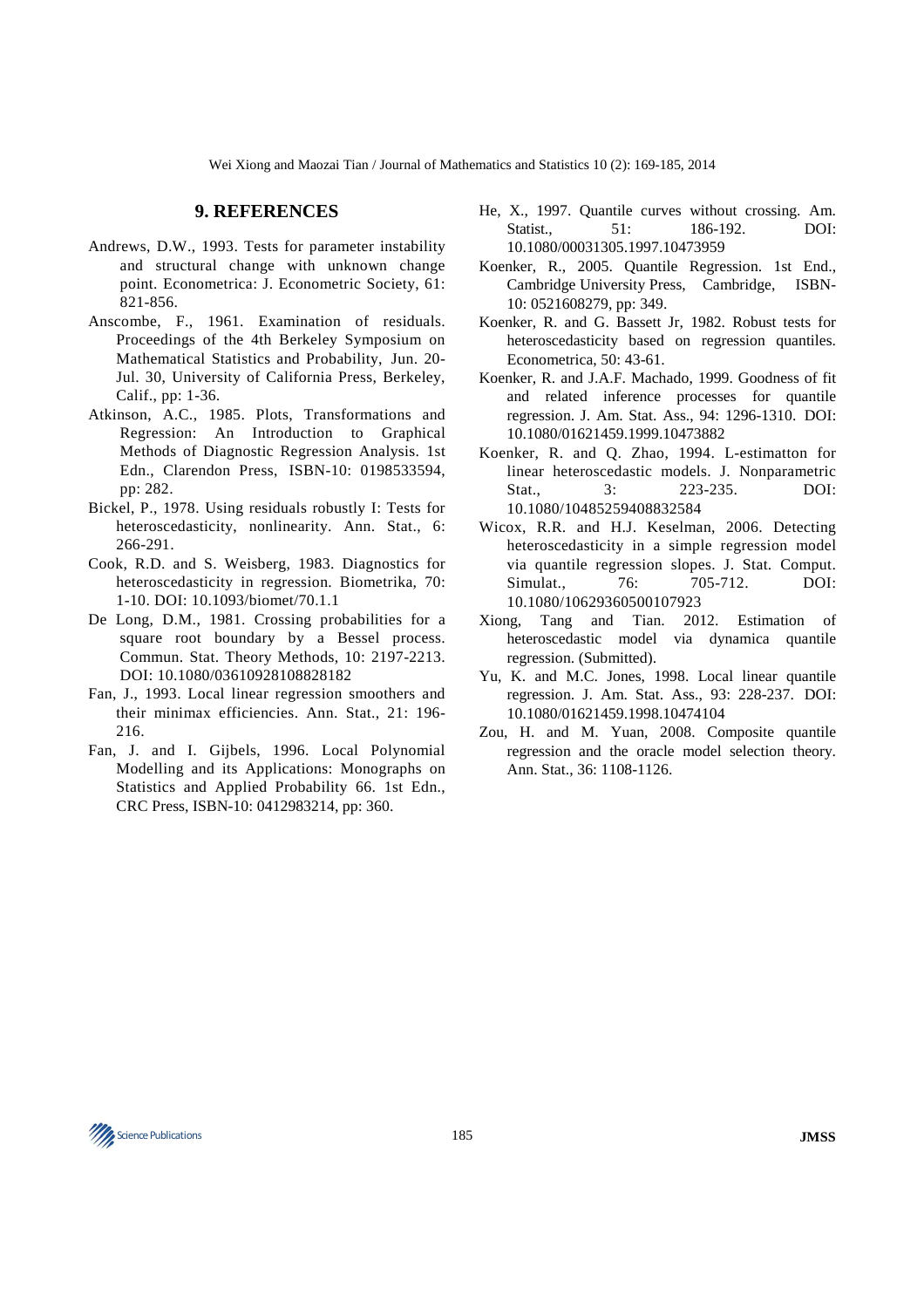## 9. REFERENCES

Andrews, D.W., 1993. Tests for parameter instability and structural change with unknown change point. Econometrica: J. Econometric Society, 61: 821-856.

Anscombe, F., 1961. Examination of residuals. Proceedings of the 4th Berkeley Symposium on Mathematical Statistics and Probability, Jun. 20-Jul. 30, University of California Press, Berkeley, Calif., pp: 1-36.

Atkinson, A.C., 1985. Plots, Transformations and Regression: An Introduction to Graphical Methods of Diagnostic Regression Analysis. 1st Edn., Clarendon Press, ISBN-10: 0198533594, pp: 282.

Bickel, P., 1978. Using residuals robustly I: Tests for heteroscedasticity, nonlinearity. Ann. Stat., 6: 266-291.

Cook, R.D. and S. Weisberg, 1983. Diagnostics for heteroscedasticity in regression. Biometrika, 70: 1-10. DOI: 10.1093/biomet/70.1.1

De Long, D.M., 1981. Crossing probabilities for a square root boundary by a Bessel process. Commun. Stat. Theory Methods, 10: 2197-2213. DOI: 10.1080/03610928108828182

Fan, J., 1993. Local linear regression smoothers and their minimax efficiencies. Ann. Stat., 21: 196-216.

Fan, J. and I. Gijbels, 1996. Local Polynomial Modelling and its Applications: Monographs on Statistics and Applied Probability 66. 1st Edn., CRC Press, ISBN-10: 0412983214, pp: 360.

He, X., 1997. Quantile curves without crossing. Am. Statist., 51: 186-192. DOI: 10.1080/00031305.1997.10473959

Koenker, R., 2005. Quantile Regression. 1st End., Cambridge University Press, Cambridge, ISBN-10: 0521608279, pp: 349.

Koenker, R. and G. Bassett Jr, 1982. Robust tests for heteroscedasticity based on regression quantiles. Econometrica, 50: 43-61.

Koenker, R. and J.A.F. Machado, 1999. Goodness of fit and related inference processes for quantile regression. J. Am. Stat. Ass., 94: 1296-1310. DOI: 10.1080/01621459.1999.10473882

Koenker, R. and Q. Zhao, 1994. L-estimatton for linear heteroscedastic models. J. Nonparametric Stat., 3: 223-235. DOI: 10.1080/10485259408832584

Wicox, R.R. and H.J. Keselman, 2006. Detecting heteroscedasticity in a simple regression model via quantile regression slopes. J. Stat. Comput. Simulat., 76: 705-712. DOI: 10.1080/10629360500107923

Xiong, Tang and Tian. 2012. Estimation of heteroscedastic model via dynamica quantile regression. (Submitted).

Yu, K. and M.C. Jones, 1998. Local linear quantile regression. J. Am. Stat. Ass., 93: 228-237. DOI: 10.1080/01621459.1998.10474104

Zou, H. and M. Yuan, 2008. Composite quantile regression and the oracle model selection theory. Ann. Stat., 36: 1108-1126.